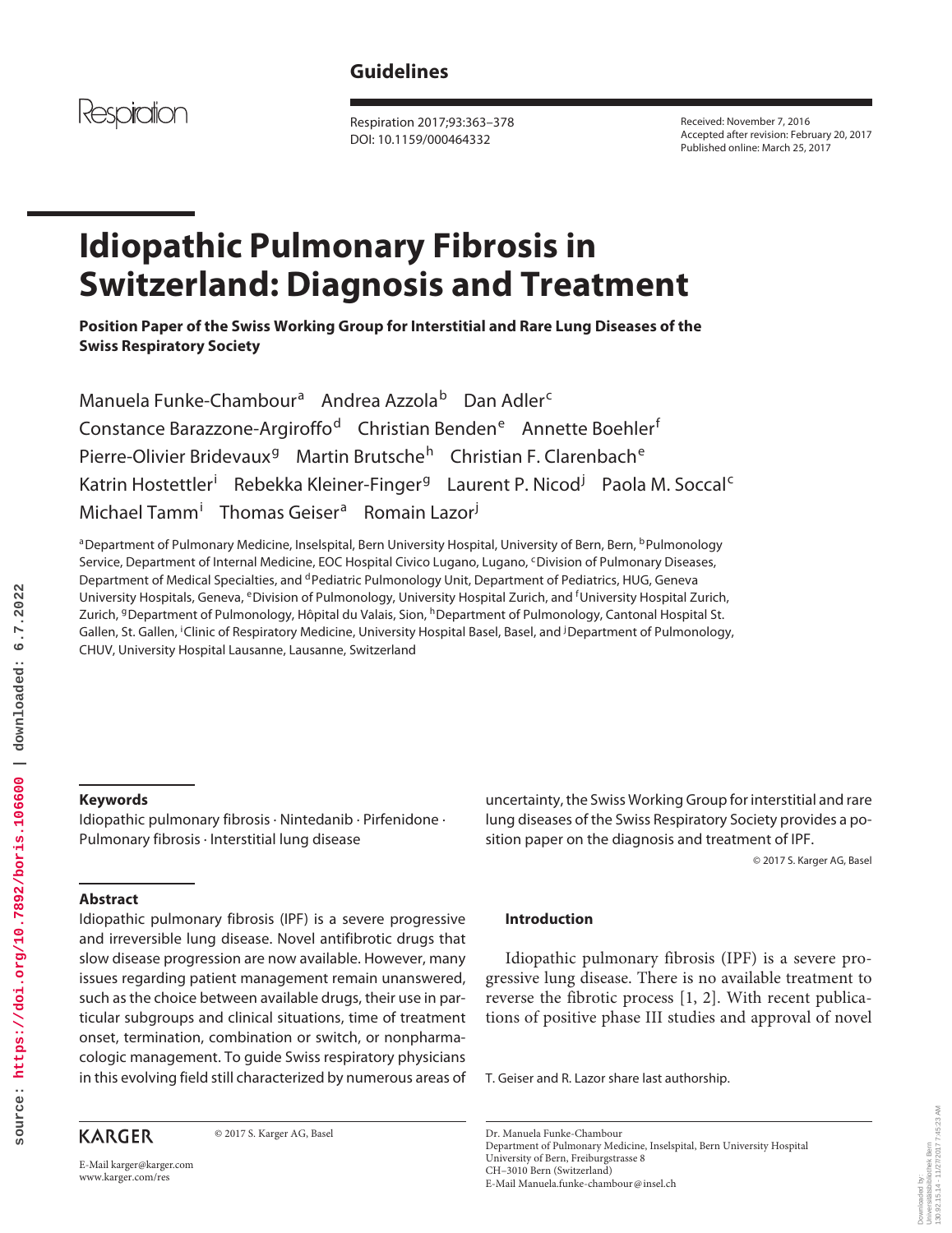Guidelines

Respiration

Received: November 7, 2016
Accepted after revision: February 20, 2017
Published online: March 25, 2017

# Idiopathic Pulmonary Fibrosis in Switzerland: Diagnosis and Treatment

**Position Paper of the Swiss Working Group for Interstitial and Rare Lung Diseases of the Swiss Respiratory Society**

Manuela Funke-Chambour[a] Andrea Azzola[b] Dan Adler[c] Constance Barazzone-Argiroffo[d] Christian Benden[e] Annette Boehler[f] Pierre-Olivier Bridevaux[g] Martin Brutsche[h] Christian F. Clarenbach[e] Katrin Hostettler[i] Rebekka Kleiner-Finger[g] Laurent P. Nicod[j] Paola M. Soccal[c] Michael Tamm[i] Thomas Geiser[a] Romain Lazor[j]

[a]Department of Pulmonary Medicine, Inselspital, Bern University Hospital, University of Bern, Bern, [b]Pulmonology Service, Department of Internal Medicine, EOC Hospital Civico Lugano, Lugano, [c]Division of Pulmonary Diseases, Department of Medical Specialties, and [d]Pediatric Pulmonology Unit, Department of Pediatrics, HUG, Geneva University Hospitals, Geneva, [e]Division of Pulmonology, University Hospital Zurich, and [f]University Hospital Zurich, Zurich, [g]Department of Pulmonology, Hôpital du Valais, Sion, [h]Department of Pulmonology, Cantonal Hospital St. Gallen, St. Gallen, [i]Clinic of Respiratory Medicine, University Hospital Basel, Basel, and [j]Department of Pulmonology, CHUV, University Hospital Lausanne, Lausanne, Switzerland

### Keywords

Idiopathic pulmonary fibrosis · Nintedanib · Pirfenidone · Pulmonary fibrosis · Interstitial lung disease

### Abstract

Idiopathic pulmonary fibrosis (IPF) is a severe progressive and irreversible lung disease. Novel antifibrotic drugs that slow disease progression are now available. However, many issues regarding patient management remain unanswered, such as the choice between available drugs, their use in particular subgroups and clinical situations, time of treatment onset, termination, combination or switch, or nonpharmacologic management. To guide Swiss respiratory physicians in this evolving field still characterized by numerous areas of uncertainty, the Swiss Working Group for interstitial and rare lung diseases of the Swiss Respiratory Society provides a position paper on the diagnosis and treatment of IPF.

© 2017 S. Karger AG, Basel

## Introduction

Idiopathic pulmonary fibrosis (IPF) is a severe progressive lung disease. There is no available treatment to reverse the fibrotic process [1, 2]. With recent publications of positive phase III studies and approval of novel

T. Geiser and R. Lazor share last authorship.

KARGER © 2017 S. Karger AG, Basel

E-Mail karger@karger.com
www.karger.com/res

Dr. Manuela Funke-Chambour
Department of Pulmonary Medicine, Inselspital, Bern University Hospital
University of Bern, Freiburgstrasse 8
CH–3010 Bern (Switzerland)
E-Mail Manuela.funke-chambour@insel.ch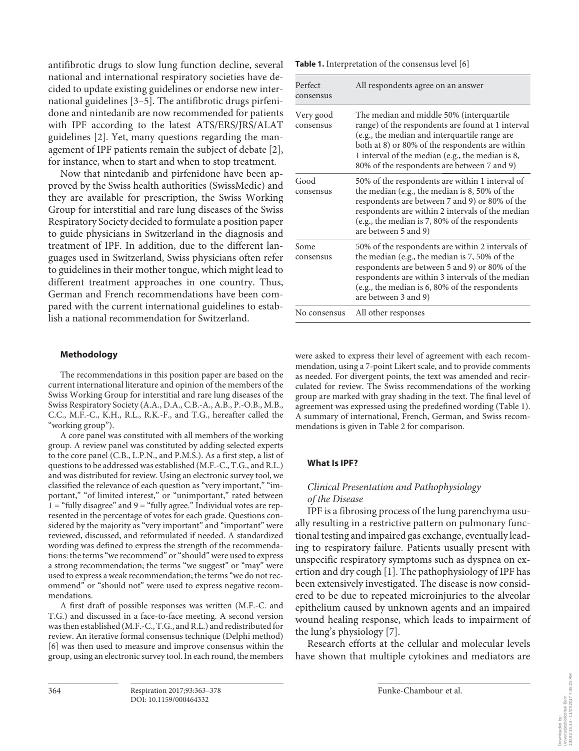antifibrotic drugs to slow lung function decline, several national and international respiratory societies have decided to update existing guidelines or endorse new international guidelines [3–5]. The antifibrotic drugs pirfenidone and nintedanib are now recommended for patients with IPF according to the latest ATS/ERS/JRS/ALAT guidelines [2]. Yet, many questions regarding the management of IPF patients remain the subject of debate [2], for instance, when to start and when to stop treatment.

Now that nintedanib and pirfenidone have been approved by the Swiss health authorities (SwissMedic) and they are available for prescription, the Swiss Working Group for interstitial and rare lung diseases of the Swiss Respiratory Society decided to formulate a position paper to guide physicians in Switzerland in the diagnosis and treatment of IPF. In addition, due to the different languages used in Switzerland, Swiss physicians often refer to guidelines in their mother tongue, which might lead to different treatment approaches in one country. Thus, German and French recommendations have been compared with the current international guidelines to establish a national recommendation for Switzerland.

## Methodology

The recommendations in this position paper are based on the current international literature and opinion of the members of the Swiss Working Group for interstitial and rare lung diseases of the Swiss Respiratory Society (A.A., D.A., C.B.-A., A.B., P.-O.B., M.B., C.C., M.F.-C., K.H., R.L., R.K.-F., and T.G., hereafter called the "working group").

A core panel was constituted with all members of the working group. A review panel was constituted by adding selected experts to the core panel (C.B., L.P.N., and P.M.S.). As a first step, a list of questions to be addressed was established (M.F.-C., T.G., and R.L.) and was distributed for review. Using an electronic survey tool, we classified the relevance of each question as "very important," "important," "of limited interest," or "unimportant," rated between 1 = "fully disagree" and 9 = "fully agree." Individual votes are represented in the percentage of votes for each grade. Questions considered by the majority as "very important" and "important" were reviewed, discussed, and reformulated if needed. A standardized wording was defined to express the strength of the recommendations: the terms "we recommend" or "should" were used to express a strong recommendation; the terms "we suggest" or "may" were used to express a weak recommendation; the terms "we do not recommend" or "should not" were used to express negative recommendations.

A first draft of possible responses was written (M.F.-C. and T.G.) and discussed in a face-to-face meeting. A second version was then established (M.F.-C., T.G., and R.L.) and redistributed for review. An iterative formal consensus technique (Delphi method) [6] was then used to measure and improve consensus within the group, using an electronic survey tool. In each round, the members were asked to express their level of agreement with each recommendation, using a 7-point Likert scale, and to provide comments as needed. For divergent points, the text was amended and recirculated for review. The Swiss recommendations of the working group are marked with gray shading in the text. The final level of agreement was expressed using the predefined wording (Table 1). A summary of international, French, German, and Swiss recommendations is given in Table 2 for comparison.

**Table 1.** Interpretation of the consensus level [6]

| | |
|---|---|
| Perfect consensus | All respondents agree on an answer |
| Very good consensus | The median and middle 50% (interquartile range) of the respondents are found at 1 interval (e.g., the median and interquartile range are both at 8) or 80% of the respondents are within 1 interval of the median (e.g., the median is 8, 80% of the respondents are between 7 and 9) |
| Good consensus | 50% of the respondents are within 1 interval of the median (e.g., the median is 8, 50% of the respondents are between 7 and 9) or 80% of the respondents are within 2 intervals of the median (e.g., the median is 7, 80% of the respondents are between 5 and 9) |
| Some consensus | 50% of the respondents are within 2 intervals of the median (e.g., the median is 7, 50% of the respondents are between 5 and 9) or 80% of the respondents are within 3 intervals of the median (e.g., the median is 6, 80% of the respondents are between 3 and 9) |
| No consensus | All other responses |

## What Is IPF?

### *Clinical Presentation and Pathophysiology of the Disease*

IPF is a fibrosing process of the lung parenchyma usually resulting in a restrictive pattern on pulmonary functional testing and impaired gas exchange, eventually leading to respiratory failure. Patients usually present with unspecific respiratory symptoms such as dyspnea on exertion and dry cough [1]. The pathophysiology of IPF has been extensively investigated. The disease is now considered to be due to repeated microinjuries to the alveolar epithelium caused by unknown agents and an impaired wound healing response, which leads to impairment of the lung's physiology [7].

Research efforts at the cellular and molecular levels have shown that multiple cytokines and mediators are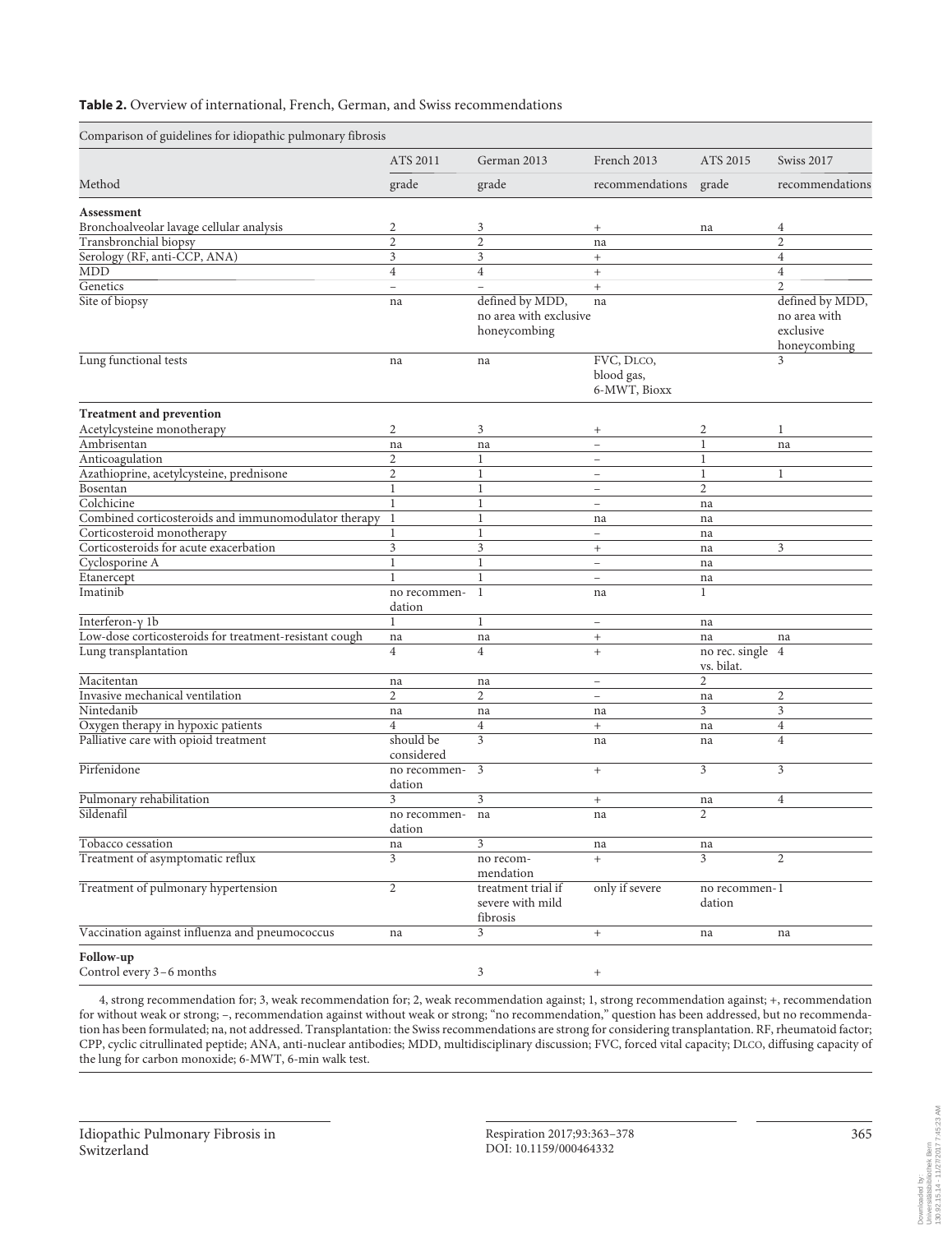**Table 2.** Overview of international, French, German, and Swiss recommendations

| Comparison of guidelines for idiopathic pulmonary fibrosis | | | | | |
|---|---|---|---|---|---|
| | ATS 2011 | German 2013 | French 2013 | ATS 2015 | Swiss 2017 |
| Method | grade | grade | recommendations | grade | recommendations |
| **Assessment** | | | | | |
| Bronchoalveolar lavage cellular analysis | 2 | 3 | + | na | 4 |
| Transbronchial biopsy | 2 | 2 | na | | 2 |
| Serology (RF, anti-CCP, ANA) | 3 | 3 | + | | 4 |
| MDD | 4 | 4 | + | | 4 |
| Genetics | – | – | + | | 2 |
| Site of biopsy | na | defined by MDD, no area with exclusive honeycombing | na | | defined by MDD, no area with exclusive honeycombing |
| Lung functional tests | na | na | FVC, DLCO, blood gas, 6-MWT, Bioxx | | 3 |
| **Treatment and prevention** | | | | | |
| Acetylcysteine monotherapy | 2 | 3 | + | 2 | 1 |
| Ambrisentan | na | na | – | 1 | na |
| Anticoagulation | 2 | 1 | – | 1 | |
| Azathioprine, acetylcysteine, prednisone | 2 | 1 | – | 1 | 1 |
| Bosentan | 1 | 1 | – | 2 | |
| Colchicine | 1 | 1 | – | na | |
| Combined corticosteroids and immunomodulator therapy | 1 | 1 | na | na | |
| Corticosteroid monotherapy | 1 | 1 | – | na | |
| Corticosteroids for acute exacerbation | 3 | 3 | + | na | 3 |
| Cyclosporine A | 1 | 1 | – | na | |
| Etanercept | 1 | 1 | – | na | |
| Imatinib | no recommendation | 1 | na | 1 | |
| Interferon-γ 1b | 1 | 1 | – | na | |
| Low-dose corticosteroids for treatment-resistant cough | na | na | + | na | na |
| Lung transplantation | 4 | 4 | + | no rec. single vs. bilat. | 4 |
| Macitentan | na | na | – | 2 | |
| Invasive mechanical ventilation | 2 | 2 | – | na | 2 |
| Nintedanib | na | na | na | 3 | 3 |
| Oxygen therapy in hypoxic patients | 4 | 4 | + | na | 4 |
| Palliative care with opioid treatment | should be considered | 3 | na | na | 4 |
| Pirfenidone | no recommendation | 3 | + | 3 | 3 |
| Pulmonary rehabilitation | 3 | 3 | + | na | 4 |
| Sildenafil | no recommendation | na | na | 2 | |
| Tobacco cessation | na | 3 | na | na | |
| Treatment of asymptomatic reflux | 3 | no recommendation | + | 3 | 2 |
| Treatment of pulmonary hypertension | 2 | treatment trial if severe with mild fibrosis | only if severe | no recommendation | 1 |
| Vaccination against influenza and pneumococcus | na | 3 | + | na | na |
| **Follow-up** | | | | | |
| Control every 3–6 months | | 3 | + | | |

4, strong recommendation for; 3, weak recommendation for; 2, weak recommendation against; 1, strong recommendation against; +, recommendation for without weak or strong; –, recommendation against without weak or strong; "no recommendation," question has been addressed, but no recommendation has been formulated; na, not addressed. Transplantation: the Swiss recommendations are strong for considering transplantation. RF, rheumatoid factor; CPP, cyclic citrullinated peptide; ANA, anti-nuclear antibodies; MDD, multidisciplinary discussion; FVC, forced vital capacity; DLCO, diffusing capacity of the lung for carbon monoxide; 6-MWT, 6-min walk test.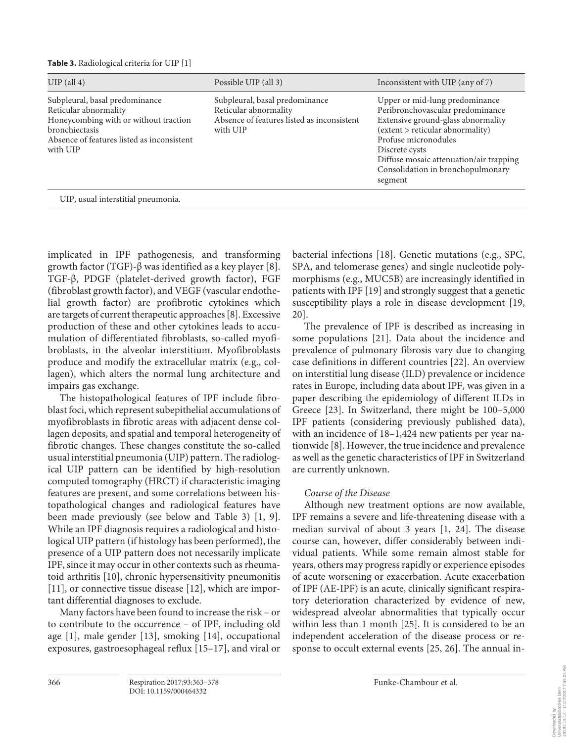**Table 3.** Radiological criteria for UIP [1]

| UIP (all 4) | Possible UIP (all 3) | Inconsistent with UIP (any of 7) |
|---|---|---|
| Subpleural, basal predominance<br>Reticular abnormality<br>Honeycombing with or without traction bronchiectasis<br>Absence of features listed as inconsistent with UIP | Subpleural, basal predominance<br>Reticular abnormality<br>Absence of features listed as inconsistent with UIP | Upper or mid-lung predominance<br>Peribronchovascular predominance<br>Extensive ground-glass abnormality (extent > reticular abnormality)<br>Profuse micronodules<br>Discrete cysts<br>Diffuse mosaic attenuation/air trapping<br>Consolidation in bronchopulmonary segment |

UIP, usual interstitial pneumonia.

implicated in IPF pathogenesis, and transforming growth factor (TGF)-β was identified as a key player [8]. TGF-β, PDGF (platelet-derived growth factor), FGF (fibroblast growth factor), and VEGF (vascular endothelial growth factor) are profibrotic cytokines which are targets of current therapeutic approaches [8]. Excessive production of these and other cytokines leads to accumulation of differentiated fibroblasts, so-called myofibroblasts, in the alveolar interstitium. Myofibroblasts produce and modify the extracellular matrix (e.g., collagen), which alters the normal lung architecture and impairs gas exchange.

The histopathological features of IPF include fibroblast foci, which represent subepithelial accumulations of myofibroblasts in fibrotic areas with adjacent dense collagen deposits, and spatial and temporal heterogeneity of fibrotic changes. These changes constitute the so-called usual interstitial pneumonia (UIP) pattern. The radiological UIP pattern can be identified by high-resolution computed tomography (HRCT) if characteristic imaging features are present, and some correlations between histopathological changes and radiological features have been made previously (see below and Table 3) [1, 9]. While an IPF diagnosis requires a radiological and histological UIP pattern (if histology has been performed), the presence of a UIP pattern does not necessarily implicate IPF, since it may occur in other contexts such as rheumatoid arthritis [10], chronic hypersensitivity pneumonitis [11], or connective tissue disease [12], which are important differential diagnoses to exclude.

Many factors have been found to increase the risk – or to contribute to the occurrence – of IPF, including old age [1], male gender [13], smoking [14], occupational exposures, gastroesophageal reflux [15–17], and viral or bacterial infections [18]. Genetic mutations (e.g., SPC, SPA, and telomerase genes) and single nucleotide polymorphisms (e.g., MUC5B) are increasingly identified in patients with IPF [19] and strongly suggest that a genetic susceptibility plays a role in disease development [19, 20].

The prevalence of IPF is described as increasing in some populations [21]. Data about the incidence and prevalence of pulmonary fibrosis vary due to changing case definitions in different countries [22]. An overview on interstitial lung disease (ILD) prevalence or incidence rates in Europe, including data about IPF, was given in a paper describing the epidemiology of different ILDs in Greece [23]. In Switzerland, there might be 100–5,000 IPF patients (considering previously published data), with an incidence of 18–1,424 new patients per year nationwide [8]. However, the true incidence and prevalence as well as the genetic characteristics of IPF in Switzerland are currently unknown.

*Course of the Disease*

Although new treatment options are now available, IPF remains a severe and life-threatening disease with a median survival of about 3 years [1, 24]. The disease course can, however, differ considerably between individual patients. While some remain almost stable for years, others may progress rapidly or experience episodes of acute worsening or exacerbation. Acute exacerbation of IPF (AE-IPF) is an acute, clinically significant respiratory deterioration characterized by evidence of new, widespread alveolar abnormalities that typically occur within less than 1 month [25]. It is considered to be an independent acceleration of the disease process or response to occult external events [25, 26]. The annual in-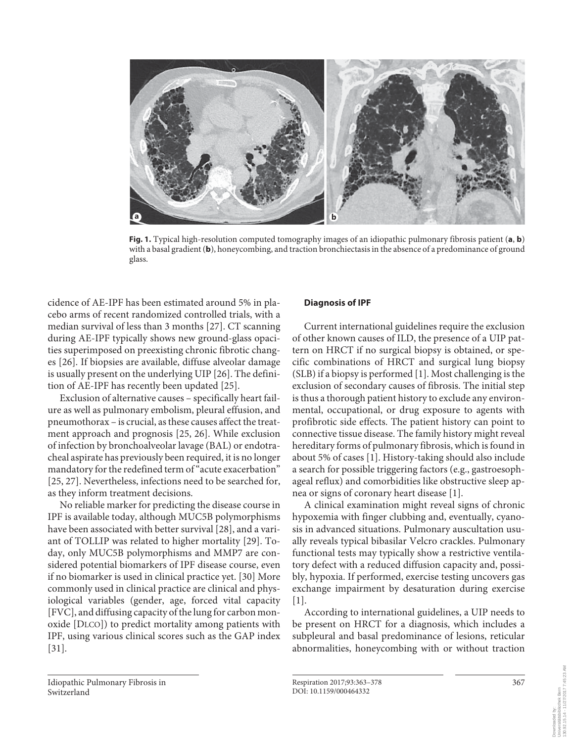**Fig. 1.** Typical high-resolution computed tomography images of an idiopathic pulmonary fibrosis patient (**a**, **b**) with a basal gradient (**b**), honeycombing, and traction bronchiectasis in the absence of a predominance of ground glass.

cidence of AE-IPF has been estimated around 5% in placebo arms of recent randomized controlled trials, with a median survival of less than 3 months [27]. CT scanning during AE-IPF typically shows new ground-glass opacities superimposed on preexisting chronic fibrotic changes [26]. If biopsies are available, diffuse alveolar damage is usually present on the underlying UIP [26]. The definition of AE-IPF has recently been updated [25].

Exclusion of alternative causes – specifically heart failure as well as pulmonary embolism, pleural effusion, and pneumothorax – is crucial, as these causes affect the treatment approach and prognosis [25, 26]. While exclusion of infection by bronchoalveolar lavage (BAL) or endotracheal aspirate has previously been required, it is no longer mandatory for the redefined term of "acute exacerbation" [25, 27]. Nevertheless, infections need to be searched for, as they inform treatment decisions.

No reliable marker for predicting the disease course in IPF is available today, although MUC5B polymorphisms have been associated with better survival [28], and a variant of TOLLIP was related to higher mortality [29]. Today, only MUC5B polymorphisms and MMP7 are considered potential biomarkers of IPF disease course, even if no biomarker is used in clinical practice yet. [30] More commonly used in clinical practice are clinical and physiological variables (gender, age, forced vital capacity [FVC], and diffusing capacity of the lung for carbon monoxide [DLCO]) to predict mortality among patients with IPF, using various clinical scores such as the GAP index [31].

## Diagnosis of IPF

Current international guidelines require the exclusion of other known causes of ILD, the presence of a UIP pattern on HRCT if no surgical biopsy is obtained, or specific combinations of HRCT and surgical lung biopsy (SLB) if a biopsy is performed [1]. Most challenging is the exclusion of secondary causes of fibrosis. The initial step is thus a thorough patient history to exclude any environmental, occupational, or drug exposure to agents with profibrotic side effects. The patient history can point to connective tissue disease. The family history might reveal hereditary forms of pulmonary fibrosis, which is found in about 5% of cases [1]. History-taking should also include a search for possible triggering factors (e.g., gastroesophageal reflux) and comorbidities like obstructive sleep apnea or signs of coronary heart disease [1].

A clinical examination might reveal signs of chronic hypoxemia with finger clubbing and, eventually, cyanosis in advanced situations. Pulmonary auscultation usually reveals typical bibasilar Velcro crackles. Pulmonary functional tests may typically show a restrictive ventilatory defect with a reduced diffusion capacity and, possibly, hypoxia. If performed, exercise testing uncovers gas exchange impairment by desaturation during exercise [1].

According to international guidelines, a UIP needs to be present on HRCT for a diagnosis, which includes a subpleural and basal predominance of lesions, reticular abnormalities, honeycombing with or without traction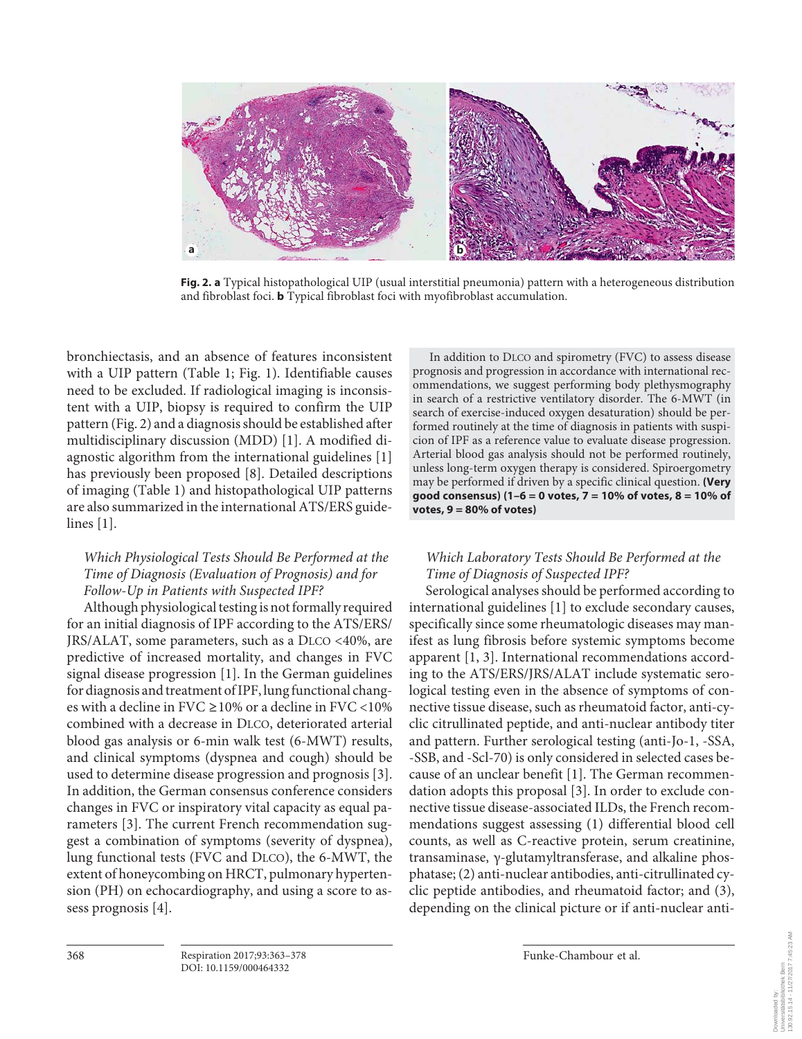**Fig. 2. a** Typical histopathological UIP (usual interstitial pneumonia) pattern with a heterogeneous distribution and fibroblast foci. **b** Typical fibroblast foci with myofibroblast accumulation.

bronchiectasis, and an absence of features inconsistent with a UIP pattern (Table 1; Fig. 1). Identifiable causes need to be excluded. If radiological imaging is inconsistent with a UIP, biopsy is required to confirm the UIP pattern (Fig. 2) and a diagnosis should be established after multidisciplinary discussion (MDD) [1]. A modified diagnostic algorithm from the international guidelines [1] has previously been proposed [8]. Detailed descriptions of imaging (Table 1) and histopathological UIP patterns are also summarized in the international ATS/ERS guidelines [1].

### *Which Physiological Tests Should Be Performed at the Time of Diagnosis (Evaluation of Prognosis) and for Follow-Up in Patients with Suspected IPF?*

Although physiological testing is not formally required for an initial diagnosis of IPF according to the ATS/ERS/JRS/ALAT, some parameters, such as a DLCO <40%, are predictive of increased mortality, and changes in FVC signal disease progression [1]. In the German guidelines for diagnosis and treatment of IPF, lung functional changes with a decline in FVC ≥10% or a decline in FVC <10% combined with a decrease in DLCO, deteriorated arterial blood gas analysis or 6-min walk test (6-MWT) results, and clinical symptoms (dyspnea and cough) should be used to determine disease progression and prognosis [3]. In addition, the German consensus conference considers changes in FVC or inspiratory vital capacity as equal parameters [3]. The current French recommendation suggest a combination of symptoms (severity of dyspnea), lung functional tests (FVC and DLCO), the 6-MWT, the extent of honeycombing on HRCT, pulmonary hypertension (PH) on echocardiography, and using a score to assess prognosis [4].

In addition to DLCO and spirometry (FVC) to assess disease prognosis and progression in accordance with international recommendations, we suggest performing body plethysmography in search of a restrictive ventilatory disorder. The 6-MWT (in search of exercise-induced oxygen desaturation) should be performed routinely at the time of diagnosis in patients with suspicion of IPF as a reference value to evaluate disease progression. Arterial blood gas analysis should not be performed routinely, unless long-term oxygen therapy is considered. Spiroergometry may be performed if driven by a specific clinical question. **(Very good consensus) (1–6 = 0 votes, 7 = 10% of votes, 8 = 10% of votes, 9 = 80% of votes)**

### *Which Laboratory Tests Should Be Performed at the Time of Diagnosis of Suspected IPF?*

Serological analyses should be performed according to international guidelines [1] to exclude secondary causes, specifically since some rheumatologic diseases may manifest as lung fibrosis before systemic symptoms become apparent [1, 3]. International recommendations according to the ATS/ERS/JRS/ALAT include systematic serological testing even in the absence of symptoms of connective tissue disease, such as rheumatoid factor, anti-cyclic citrullinated peptide, and anti-nuclear antibody titer and pattern. Further serological testing (anti-Jo-1, -SSA, -SSB, and -Scl-70) is only considered in selected cases because of an unclear benefit [1]. The German recommendation adopts this proposal [3]. In order to exclude connective tissue disease-associated ILDs, the French recommendations suggest assessing (1) differential blood cell counts, as well as C-reactive protein, serum creatinine, transaminase, γ-glutamyltransferase, and alkaline phosphatase; (2) anti-nuclear antibodies, anti-citrullinated cyclic peptide antibodies, and rheumatoid factor; and (3), depending on the clinical picture or if anti-nuclear anti-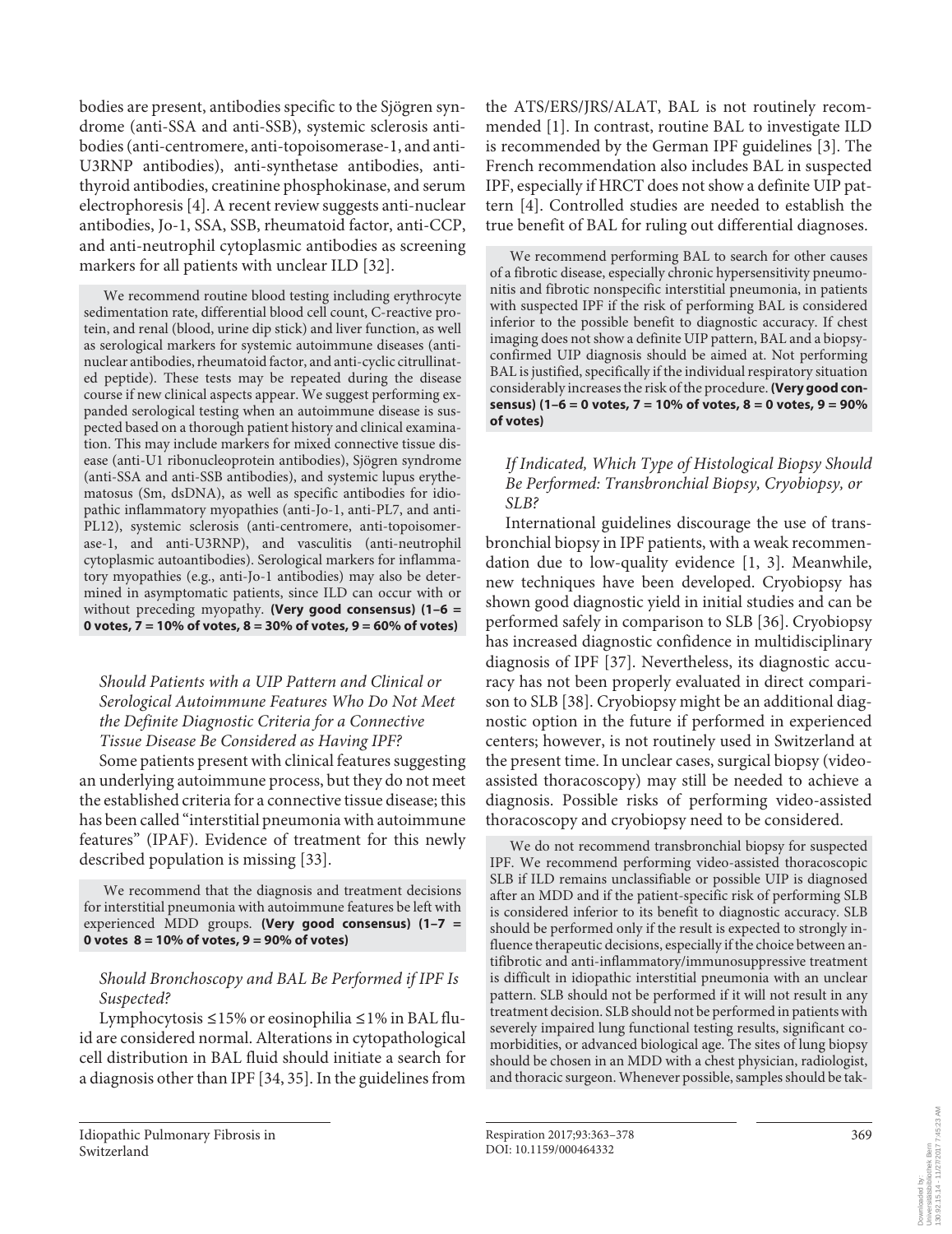bodies are present, antibodies specific to the Sjögren syndrome (anti-SSA and anti-SSB), systemic sclerosis antibodies (anti-centromere, anti-topoisomerase-1, and anti-U3RNP antibodies), anti-synthetase antibodies, anti-thyroid antibodies, creatinine phosphokinase, and serum electrophoresis [4]. A recent review suggests anti-nuclear antibodies, Jo-1, SSA, SSB, rheumatoid factor, anti-CCP, and anti-neutrophil cytoplasmic antibodies as screening markers for all patients with unclear ILD [32].

> We recommend routine blood testing including erythrocyte sedimentation rate, differential blood cell count, C-reactive protein, and renal (blood, urine dip stick) and liver function, as well as serological markers for systemic autoimmune diseases (anti-nuclear antibodies, rheumatoid factor, and anti-cyclic citrullinated peptide). These tests may be repeated during the disease course if new clinical aspects appear. We suggest performing expanded serological testing when an autoimmune disease is suspected based on a thorough patient history and clinical examination. This may include markers for mixed connective tissue disease (anti-U1 ribonucleoprotein antibodies), Sjögren syndrome (anti-SSA and anti-SSB antibodies), and systemic lupus erythematosus (Sm, dsDNA), as well as specific antibodies for idiopathic inflammatory myopathies (anti-Jo-1, anti-PL7, and anti-PL12), systemic sclerosis (anti-centromere, anti-topoisomerase-1, and anti-U3RNP), and vasculitis (anti-neutrophil cytoplasmic autoantibodies). Serological markers for inflammatory myopathies (e.g., anti-Jo-1 antibodies) may also be determined in asymptomatic patients, since ILD can occur with or without preceding myopathy. **(Very good consensus) (1–6 = 0 votes, 7 = 10% of votes, 8 = 30% of votes, 9 = 60% of votes)**

### *Should Patients with a UIP Pattern and Clinical or Serological Autoimmune Features Who Do Not Meet the Definite Diagnostic Criteria for a Connective Tissue Disease Be Considered as Having IPF?*

Some patients present with clinical features suggesting an underlying autoimmune process, but they do not meet the established criteria for a connective tissue disease; this has been called "interstitial pneumonia with autoimmune features" (IPAF). Evidence of treatment for this newly described population is missing [33].

> We recommend that the diagnosis and treatment decisions for interstitial pneumonia with autoimmune features be left with experienced MDD groups. **(Very good consensus) (1–7 = 0 votes 8 = 10% of votes, 9 = 90% of votes)**

### *Should Bronchoscopy and BAL Be Performed if IPF Is Suspected?*

Lymphocytosis ≤15% or eosinophilia ≤1% in BAL fluid are considered normal. Alterations in cytopathological cell distribution in BAL fluid should initiate a search for a diagnosis other than IPF [34, 35]. In the guidelines from the ATS/ERS/JRS/ALAT, BAL is not routinely recommended [1]. In contrast, routine BAL to investigate ILD is recommended by the German IPF guidelines [3]. The French recommendation also includes BAL in suspected IPF, especially if HRCT does not show a definite UIP pattern [4]. Controlled studies are needed to establish the true benefit of BAL for ruling out differential diagnoses.

> We recommend performing BAL to search for other causes of a fibrotic disease, especially chronic hypersensitivity pneumonitis and fibrotic nonspecific interstitial pneumonia, in patients with suspected IPF if the risk of performing BAL is considered inferior to the possible benefit to diagnostic accuracy. If chest imaging does not show a definite UIP pattern, BAL and a biopsy-confirmed UIP diagnosis should be aimed at. Not performing BAL is justified, specifically if the individual respiratory situation considerably increases the risk of the procedure. **(Very good consensus) (1–6 = 0 votes, 7 = 10% of votes, 8 = 0 votes, 9 = 90% of votes)**

### *If Indicated, Which Type of Histological Biopsy Should Be Performed: Transbronchial Biopsy, Cryobiopsy, or SLB?*

International guidelines discourage the use of transbronchial biopsy in IPF patients, with a weak recommendation due to low-quality evidence [1, 3]. Meanwhile, new techniques have been developed. Cryobiopsy has shown good diagnostic yield in initial studies and can be performed safely in comparison to SLB [36]. Cryobiopsy has increased diagnostic confidence in multidisciplinary diagnosis of IPF [37]. Nevertheless, its diagnostic accuracy has not been properly evaluated in direct comparison to SLB [38]. Cryobiopsy might be an additional diagnostic option in the future if performed in experienced centers; however, is not routinely used in Switzerland at the present time. In unclear cases, surgical biopsy (video-assisted thoracoscopy) may still be needed to achieve a diagnosis. Possible risks of performing video-assisted thoracoscopy and cryobiopsy need to be considered.

> We do not recommend transbronchial biopsy for suspected IPF. We recommend performing video-assisted thoracoscopic SLB if ILD remains unclassifiable or possible UIP is diagnosed after an MDD and if the patient-specific risk of performing SLB is considered inferior to its benefit to diagnostic accuracy. SLB should be performed only if the result is expected to strongly influence therapeutic decisions, especially if the choice between antifibrotic and anti-inflammatory/immunosuppressive treatment is difficult in idiopathic interstitial pneumonia with an unclear pattern. SLB should not be performed if it will not result in any treatment decision. SLB should not be performed in patients with severely impaired lung functional testing results, significant comorbidities, or advanced biological age. The sites of lung biopsy should be chosen in an MDD with a chest physician, radiologist, and thoracic surgeon. Whenever possible, samples should be tak-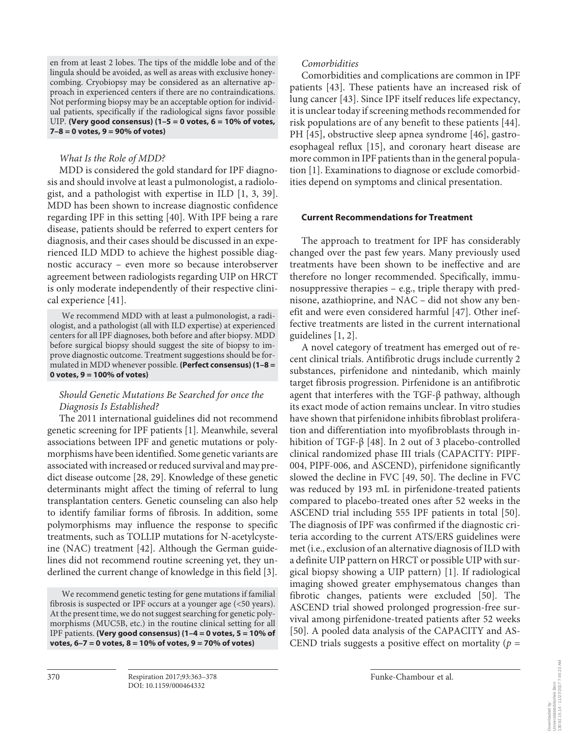en from at least 2 lobes. The tips of the middle lobe and of the lingula should be avoided, as well as areas with exclusive honeycombing. Cryobiopsy may be considered as an alternative approach in experienced centers if there are no contraindications. Not performing biopsy may be an acceptable option for individual patients, specifically if the radiological signs favor possible UIP. **(Very good consensus) (1–5 = 0 votes, 6 = 10% of votes, 7–8 = 0 votes, 9 = 90% of votes)**

*What Is the Role of MDD?*

MDD is considered the gold standard for IPF diagnosis and should involve at least a pulmonologist, a radiologist, and a pathologist with expertise in ILD [1, 3, 39]. MDD has been shown to increase diagnostic confidence regarding IPF in this setting [40]. With IPF being a rare disease, patients should be referred to expert centers for diagnosis, and their cases should be discussed in an experienced ILD MDD to achieve the highest possible diagnostic accuracy – even more so because interobserver agreement between radiologists regarding UIP on HRCT is only moderate independently of their respective clinical experience [41].

We recommend MDD with at least a pulmonologist, a radiologist, and a pathologist (all with ILD expertise) at experienced centers for all IPF diagnoses, both before and after biopsy. MDD before surgical biopsy should suggest the site of biopsy to improve diagnostic outcome. Treatment suggestions should be formulated in MDD whenever possible. **(Perfect consensus) (1–8 = 0 votes, 9 = 100% of votes)**

*Should Genetic Mutations Be Searched for once the Diagnosis Is Established?*

The 2011 international guidelines did not recommend genetic screening for IPF patients [1]. Meanwhile, several associations between IPF and genetic mutations or polymorphisms have been identified. Some genetic variants are associated with increased or reduced survival and may predict disease outcome [28, 29]. Knowledge of these genetic determinants might affect the timing of referral to lung transplantation centers. Genetic counseling can also help to identify familiar forms of fibrosis. In addition, some polymorphisms may influence the response to specific treatments, such as TOLLIP mutations for N-acetylcysteine (NAC) treatment [42]. Although the German guidelines did not recommend routine screening yet, they underlined the current change of knowledge in this field [3].

We recommend genetic testing for gene mutations if familial fibrosis is suspected or IPF occurs at a younger age (<50 years). At the present time, we do not suggest searching for genetic polymorphisms (MUC5B, etc.) in the routine clinical setting for all IPF patients. **(Very good consensus) (1–4 = 0 votes, 5 = 10% of votes, 6–7 = 0 votes, 8 = 10% of votes, 9 = 70% of votes)**

*Comorbidities*

Comorbidities and complications are common in IPF patients [43]. These patients have an increased risk of lung cancer [43]. Since IPF itself reduces life expectancy, it is unclear today if screening methods recommended for risk populations are of any benefit to these patients [44]. PH [45], obstructive sleep apnea syndrome [46], gastroesophageal reflux [15], and coronary heart disease are more common in IPF patients than in the general population [1]. Examinations to diagnose or exclude comorbidities depend on symptoms and clinical presentation.

## Current Recommendations for Treatment

The approach to treatment for IPF has considerably changed over the past few years. Many previously used treatments have been shown to be ineffective and are therefore no longer recommended. Specifically, immunosuppressive therapies – e.g., triple therapy with prednisone, azathioprine, and NAC – did not show any benefit and were even considered harmful [47]. Other ineffective treatments are listed in the current international guidelines [1, 2].

A novel category of treatment has emerged out of recent clinical trials. Antifibrotic drugs include currently 2 substances, pirfenidone and nintedanib, which mainly target fibrosis progression. Pirfenidone is an antifibrotic agent that interferes with the TGF-β pathway, although its exact mode of action remains unclear. In vitro studies have shown that pirfenidone inhibits fibroblast proliferation and differentiation into myofibroblasts through inhibition of TGF-β [48]. In 2 out of 3 placebo-controlled clinical randomized phase III trials (CAPACITY: PIPF-004, PIPF-006, and ASCEND), pirfenidone significantly slowed the decline in FVC [49, 50]. The decline in FVC was reduced by 193 mL in pirfenidone-treated patients compared to placebo-treated ones after 52 weeks in the ASCEND trial including 555 IPF patients in total [50]. The diagnosis of IPF was confirmed if the diagnostic criteria according to the current ATS/ERS guidelines were met (i.e., exclusion of an alternative diagnosis of ILD with a definite UIP pattern on HRCT or possible UIP with surgical biopsy showing a UIP pattern) [1]. If radiological imaging showed greater emphysematous changes than fibrotic changes, patients were excluded [50]. The ASCEND trial showed prolonged progression-free survival among pirfenidone-treated patients after 52 weeks [50]. A pooled data analysis of the CAPACITY and ASCEND trials suggests a positive effect on mortality ($p$ =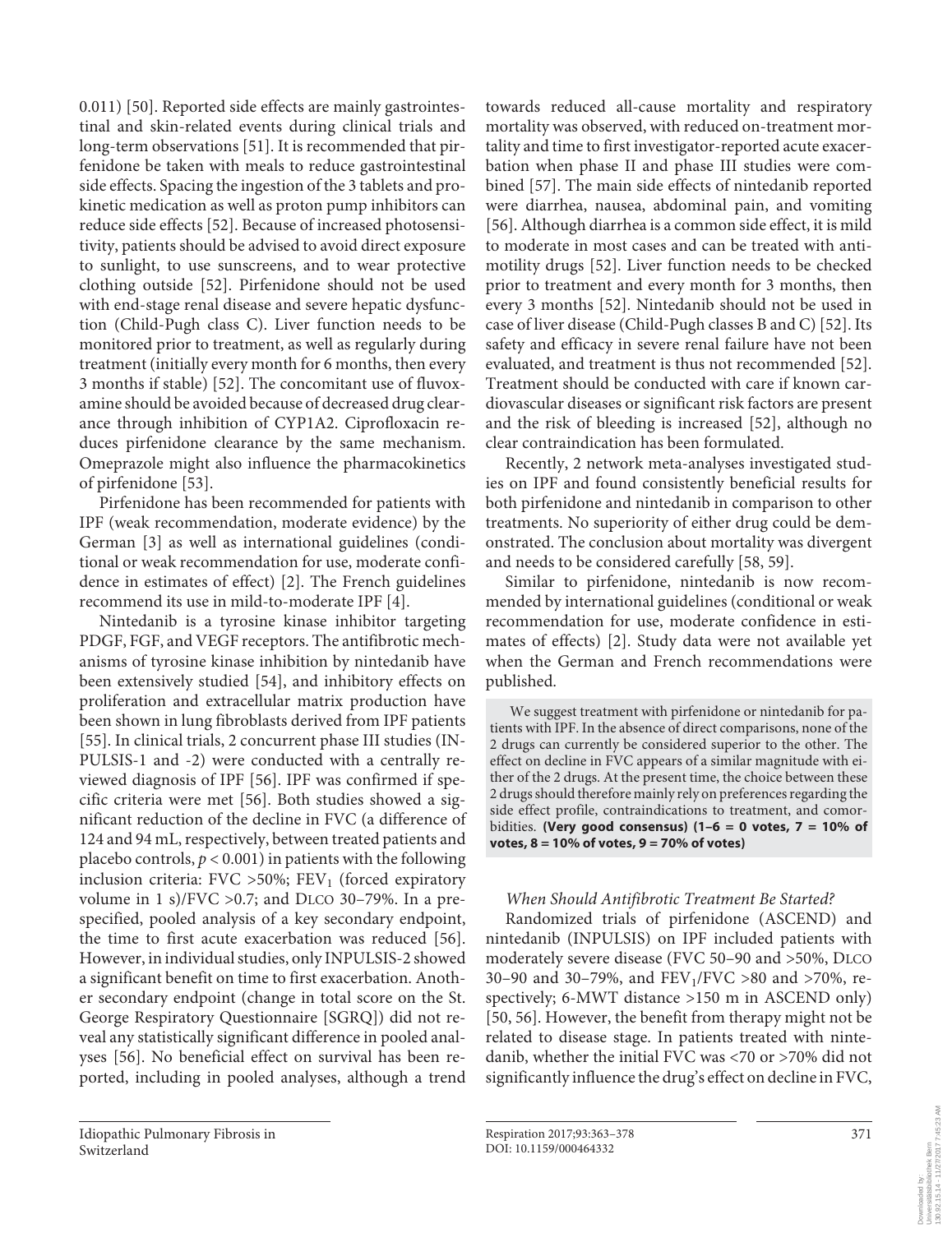0.011) [50]. Reported side effects are mainly gastrointestinal and skin-related events during clinical trials and long-term observations [51]. It is recommended that pirfenidone be taken with meals to reduce gastrointestinal side effects. Spacing the ingestion of the 3 tablets and prokinetic medication as well as proton pump inhibitors can reduce side effects [52]. Because of increased photosensitivity, patients should be advised to avoid direct exposure to sunlight, to use sunscreens, and to wear protective clothing outside [52]. Pirfenidone should not be used with end-stage renal disease and severe hepatic dysfunction (Child-Pugh class C). Liver function needs to be monitored prior to treatment, as well as regularly during treatment (initially every month for 6 months, then every 3 months if stable) [52]. The concomitant use of fluvoxamine should be avoided because of decreased drug clearance through inhibition of CYP1A2. Ciprofloxacin reduces pirfenidone clearance by the same mechanism. Omeprazole might also influence the pharmacokinetics of pirfenidone [53].

Pirfenidone has been recommended for patients with IPF (weak recommendation, moderate evidence) by the German [3] as well as international guidelines (conditional or weak recommendation for use, moderate confidence in estimates of effect) [2]. The French guidelines recommend its use in mild-to-moderate IPF [4].

Nintedanib is a tyrosine kinase inhibitor targeting PDGF, FGF, and VEGF receptors. The antifibrotic mechanisms of tyrosine kinase inhibition by nintedanib have been extensively studied [54], and inhibitory effects on proliferation and extracellular matrix production have been shown in lung fibroblasts derived from IPF patients [55]. In clinical trials, 2 concurrent phase III studies (INPULSIS-1 and -2) were conducted with a centrally reviewed diagnosis of IPF [56]. IPF was confirmed if specific criteria were met [56]. Both studies showed a significant reduction of the decline in FVC (a difference of 124 and 94 mL, respectively, between treated patients and placebo controls, $p < 0.001$) in patients with the following inclusion criteria: FVC >50%; $FEV_1$ (forced expiratory volume in 1 s)/FVC >0.7; and DLCO 30–79%. In a prespecified, pooled analysis of a key secondary endpoint, the time to first acute exacerbation was reduced [56]. However, in individual studies, only INPULSIS-2 showed a significant benefit on time to first exacerbation. Another secondary endpoint (change in total score on the St. George Respiratory Questionnaire [SGRQ]) did not reveal any statistically significant difference in pooled analyses [56]. No beneficial effect on survival has been reported, including in pooled analyses, although a trend towards reduced all-cause mortality and respiratory mortality was observed, with reduced on-treatment mortality and time to first investigator-reported acute exacerbation when phase II and phase III studies were combined [57]. The main side effects of nintedanib reported were diarrhea, nausea, abdominal pain, and vomiting [56]. Although diarrhea is a common side effect, it is mild to moderate in most cases and can be treated with antimotility drugs [52]. Liver function needs to be checked prior to treatment and every month for 3 months, then every 3 months [52]. Nintedanib should not be used in case of liver disease (Child-Pugh classes B and C) [52]. Its safety and efficacy in severe renal failure have not been evaluated, and treatment is thus not recommended [52]. Treatment should be conducted with care if known cardiovascular diseases or significant risk factors are present and the risk of bleeding is increased [52], although no clear contraindication has been formulated.

Recently, 2 network meta-analyses investigated studies on IPF and found consistently beneficial results for both pirfenidone and nintedanib in comparison to other treatments. No superiority of either drug could be demonstrated. The conclusion about mortality was divergent and needs to be considered carefully [58, 59].

Similar to pirfenidone, nintedanib is now recommended by international guidelines (conditional or weak recommendation for use, moderate confidence in estimates of effects) [2]. Study data were not available yet when the German and French recommendations were published.

> We suggest treatment with pirfenidone or nintedanib for patients with IPF. In the absence of direct comparisons, none of the 2 drugs can currently be considered superior to the other. The effect on decline in FVC appears of a similar magnitude with either of the 2 drugs. At the present time, the choice between these 2 drugs should therefore mainly rely on preferences regarding the side effect profile, contraindications to treatment, and comorbidities. **(Very good consensus) (1–6 = 0 votes, 7 = 10% of votes, 8 = 10% of votes, 9 = 70% of votes)**

### *When Should Antifibrotic Treatment Be Started?*

Randomized trials of pirfenidone (ASCEND) and nintedanib (INPULSIS) on IPF included patients with moderately severe disease (FVC 50–90 and >50%, DLCO 30–90 and 30–79%, and $FEV_1$/FVC >80 and >70%, respectively; 6-MWT distance >150 m in ASCEND only) [50, 56]. However, the benefit from therapy might not be related to disease stage. In patients treated with nintedanib, whether the initial FVC was <70 or >70% did not significantly influence the drug's effect on decline in FVC,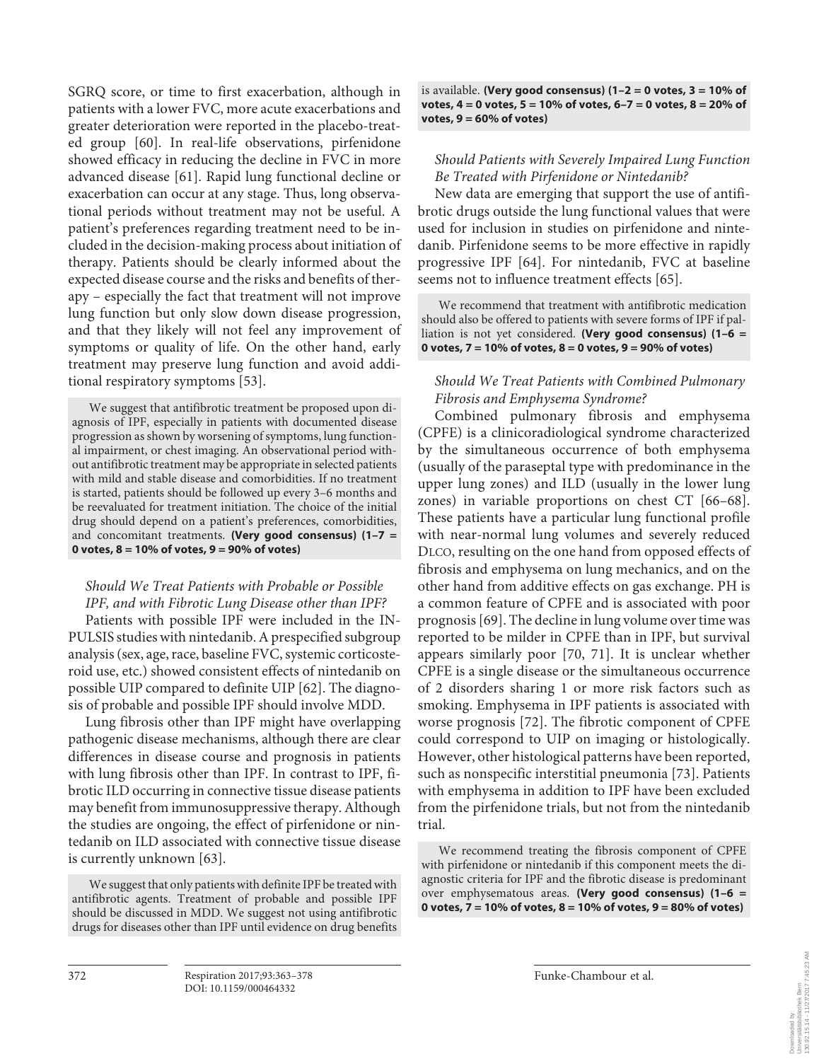SGRQ score, or time to first exacerbation, although in patients with a lower FVC, more acute exacerbations and greater deterioration were reported in the placebo-treated group [60]. In real-life observations, pirfenidone showed efficacy in reducing the decline in FVC in more advanced disease [61]. Rapid lung functional decline or exacerbation can occur at any stage. Thus, long observational periods without treatment may not be useful. A patient's preferences regarding treatment need to be included in the decision-making process about initiation of therapy. Patients should be clearly informed about the expected disease course and the risks and benefits of therapy – especially the fact that treatment will not improve lung function but only slow down disease progression, and that they likely will not feel any improvement of symptoms or quality of life. On the other hand, early treatment may preserve lung function and avoid additional respiratory symptoms [53].

We suggest that antifibrotic treatment be proposed upon diagnosis of IPF, especially in patients with documented disease progression as shown by worsening of symptoms, lung functional impairment, or chest imaging. An observational period without antifibrotic treatment may be appropriate in selected patients with mild and stable disease and comorbidities. If no treatment is started, patients should be followed up every 3–6 months and be reevaluated for treatment initiation. The choice of the initial drug should depend on a patient's preferences, comorbidities, and concomitant treatments. **(Very good consensus) (1–7 = 0 votes, 8 = 10% of votes, 9 = 90% of votes)**

### *Should We Treat Patients with Probable or Possible IPF, and with Fibrotic Lung Disease other than IPF?*

Patients with possible IPF were included in the INPULSIS studies with nintedanib. A prespecified subgroup analysis (sex, age, race, baseline FVC, systemic corticosteroid use, etc.) showed consistent effects of nintedanib on possible UIP compared to definite UIP [62]. The diagnosis of probable and possible IPF should involve MDD.

Lung fibrosis other than IPF might have overlapping pathogenic disease mechanisms, although there are clear differences in disease course and prognosis in patients with lung fibrosis other than IPF. In contrast to IPF, fibrotic ILD occurring in connective tissue disease patients may benefit from immunosuppressive therapy. Although the studies are ongoing, the effect of pirfenidone or nintedanib on ILD associated with connective tissue disease is currently unknown [63].

We suggest that only patients with definite IPF be treated with antifibrotic agents. Treatment of probable and possible IPF should be discussed in MDD. We suggest not using antifibrotic drugs for diseases other than IPF until evidence on drug benefits is available. **(Very good consensus) (1–2 = 0 votes, 3 = 10% of votes, 4 = 0 votes, 5 = 10% of votes, 6–7 = 0 votes, 8 = 20% of votes, 9 = 60% of votes)**

### *Should Patients with Severely Impaired Lung Function Be Treated with Pirfenidone or Nintedanib?*

New data are emerging that support the use of antifibrotic drugs outside the lung functional values that were used for inclusion in studies on pirfenidone and nintedanib. Pirfenidone seems to be more effective in rapidly progressive IPF [64]. For nintedanib, FVC at baseline seems not to influence treatment effects [65].

We recommend that treatment with antifibrotic medication should also be offered to patients with severe forms of IPF if palliation is not yet considered. **(Very good consensus) (1–6 = 0 votes, 7 = 10% of votes, 8 = 0 votes, 9 = 90% of votes)**

### *Should We Treat Patients with Combined Pulmonary Fibrosis and Emphysema Syndrome?*

Combined pulmonary fibrosis and emphysema (CPFE) is a clinicoradiological syndrome characterized by the simultaneous occurrence of both emphysema (usually of the paraseptal type with predominance in the upper lung zones) and ILD (usually in the lower lung zones) in variable proportions on chest CT [66–68]. These patients have a particular lung functional profile with near-normal lung volumes and severely reduced DLCO, resulting on the one hand from opposed effects of fibrosis and emphysema on lung mechanics, and on the other hand from additive effects on gas exchange. PH is a common feature of CPFE and is associated with poor prognosis [69]. The decline in lung volume over time was reported to be milder in CPFE than in IPF, but survival appears similarly poor [70, 71]. It is unclear whether CPFE is a single disease or the simultaneous occurrence of 2 disorders sharing 1 or more risk factors such as smoking. Emphysema in IPF patients is associated with worse prognosis [72]. The fibrotic component of CPFE could correspond to UIP on imaging or histologically. However, other histological patterns have been reported, such as nonspecific interstitial pneumonia [73]. Patients with emphysema in addition to IPF have been excluded from the pirfenidone trials, but not from the nintedanib trial.

We recommend treating the fibrosis component of CPFE with pirfenidone or nintedanib if this component meets the diagnostic criteria for IPF and the fibrotic disease is predominant over emphysematous areas. **(Very good consensus) (1–6 = 0 votes, 7 = 10% of votes, 8 = 10% of votes, 9 = 80% of votes)**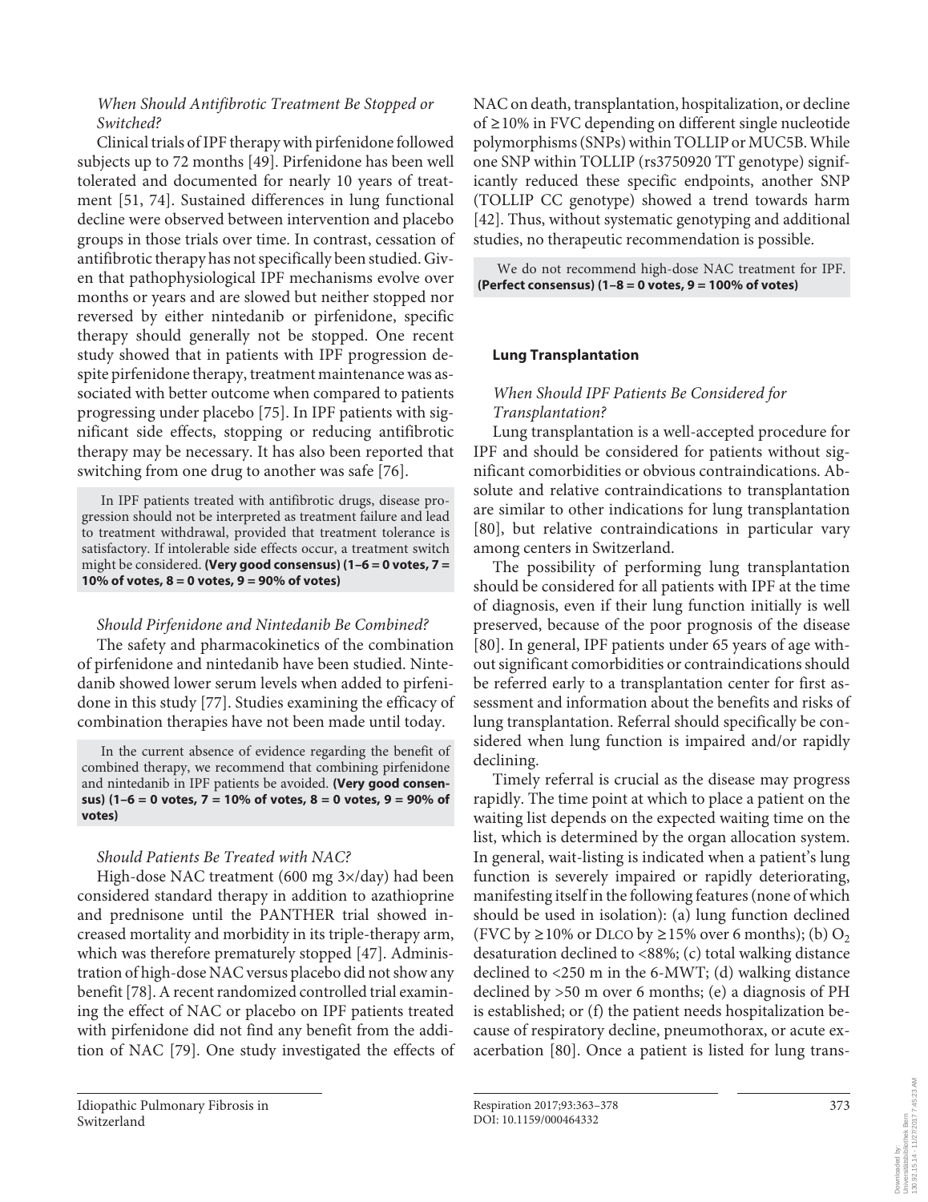*When Should Antifibrotic Treatment Be Stopped or Switched?*

Clinical trials of IPF therapy with pirfenidone followed subjects up to 72 months [49]. Pirfenidone has been well tolerated and documented for nearly 10 years of treatment [51, 74]. Sustained differences in lung functional decline were observed between intervention and placebo groups in those trials over time. In contrast, cessation of antifibrotic therapy has not specifically been studied. Given that pathophysiological IPF mechanisms evolve over months or years and are slowed but neither stopped nor reversed by either nintedanib or pirfenidone, specific therapy should generally not be stopped. One recent study showed that in patients with IPF progression despite pirfenidone therapy, treatment maintenance was associated with better outcome when compared to patients progressing under placebo [75]. In IPF patients with significant side effects, stopping or reducing antifibrotic therapy may be necessary. It has also been reported that switching from one drug to another was safe [76].

In IPF patients treated with antifibrotic drugs, disease progression should not be interpreted as treatment failure and lead to treatment withdrawal, provided that treatment tolerance is satisfactory. If intolerable side effects occur, a treatment switch might be considered. **(Very good consensus) (1–6 = 0 votes, 7 = 10% of votes, 8 = 0 votes, 9 = 90% of votes)**

*Should Pirfenidone and Nintedanib Be Combined?*

The safety and pharmacokinetics of the combination of pirfenidone and nintedanib have been studied. Nintedanib showed lower serum levels when added to pirfenidone in this study [77]. Studies examining the efficacy of combination therapies have not been made until today.

In the current absence of evidence regarding the benefit of combined therapy, we recommend that combining pirfenidone and nintedanib in IPF patients be avoided. **(Very good consensus) (1–6 = 0 votes, 7 = 10% of votes, 8 = 0 votes, 9 = 90% of votes)**

*Should Patients Be Treated with NAC?*

High-dose NAC treatment (600 mg 3×/day) had been considered standard therapy in addition to azathioprine and prednisone until the PANTHER trial showed increased mortality and morbidity in its triple-therapy arm, which was therefore prematurely stopped [47]. Administration of high-dose NAC versus placebo did not show any benefit [78]. A recent randomized controlled trial examining the effect of NAC or placebo on IPF patients treated with pirfenidone did not find any benefit from the addition of NAC [79]. One study investigated the effects of NAC on death, transplantation, hospitalization, or decline of ≥10% in FVC depending on different single nucleotide polymorphisms (SNPs) within TOLLIP or MUC5B. While one SNP within TOLLIP (rs3750920 TT genotype) significantly reduced these specific endpoints, another SNP (TOLLIP CC genotype) showed a trend towards harm [42]. Thus, without systematic genotyping and additional studies, no therapeutic recommendation is possible.

We do not recommend high-dose NAC treatment for IPF. **(Perfect consensus) (1–8 = 0 votes, 9 = 100% of votes)**

## Lung Transplantation

*When Should IPF Patients Be Considered for Transplantation?*

Lung transplantation is a well-accepted procedure for IPF and should be considered for patients without significant comorbidities or obvious contraindications. Absolute and relative contraindications to transplantation are similar to other indications for lung transplantation [80], but relative contraindications in particular vary among centers in Switzerland.

The possibility of performing lung transplantation should be considered for all patients with IPF at the time of diagnosis, even if their lung function initially is well preserved, because of the poor prognosis of the disease [80]. In general, IPF patients under 65 years of age without significant comorbidities or contraindications should be referred early to a transplantation center for first assessment and information about the benefits and risks of lung transplantation. Referral should specifically be considered when lung function is impaired and/or rapidly declining.

Timely referral is crucial as the disease may progress rapidly. The time point at which to place a patient on the waiting list depends on the expected waiting time on the list, which is determined by the organ allocation system. In general, wait-listing is indicated when a patient's lung function is severely impaired or rapidly deteriorating, manifesting itself in the following features (none of which should be used in isolation): (a) lung function declined (FVC by ≥10% or DLCO by ≥15% over 6 months); (b) $O_2$ desaturation declined to <88%; (c) total walking distance declined to <250 m in the 6-MWT; (d) walking distance declined by >50 m over 6 months; (e) a diagnosis of PH is established; or (f) the patient needs hospitalization because of respiratory decline, pneumothorax, or acute exacerbation [80]. Once a patient is listed for lung trans-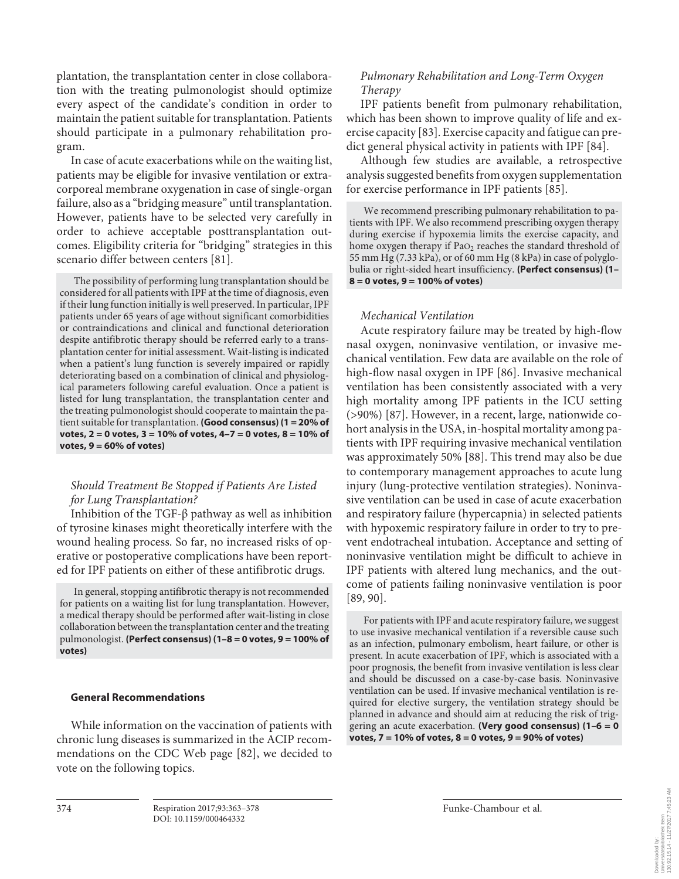plantation, the transplantation center in close collaboration with the treating pulmonologist should optimize every aspect of the candidate's condition in order to maintain the patient suitable for transplantation. Patients should participate in a pulmonary rehabilitation program.

In case of acute exacerbations while on the waiting list, patients may be eligible for invasive ventilation or extracorporeal membrane oxygenation in case of single-organ failure, also as a "bridging measure" until transplantation. However, patients have to be selected very carefully in order to achieve acceptable posttransplantation outcomes. Eligibility criteria for "bridging" strategies in this scenario differ between centers [81].

> The possibility of performing lung transplantation should be considered for all patients with IPF at the time of diagnosis, even if their lung function initially is well preserved. In particular, IPF patients under 65 years of age without significant comorbidities or contraindications and clinical and functional deterioration despite antifibrotic therapy should be referred early to a transplantation center for initial assessment. Wait-listing is indicated when a patient's lung function is severely impaired or rapidly deteriorating based on a combination of clinical and physiological parameters following careful evaluation. Once a patient is listed for lung transplantation, the transplantation center and the treating pulmonologist should cooperate to maintain the patient suitable for transplantation. **(Good consensus) (1 = 20% of votes, 2 = 0 votes, 3 = 10% of votes, 4–7 = 0 votes, 8 = 10% of votes, 9 = 60% of votes)**

### *Should Treatment Be Stopped if Patients Are Listed for Lung Transplantation?*

Inhibition of the TGF-β pathway as well as inhibition of tyrosine kinases might theoretically interfere with the wound healing process. So far, no increased risks of operative or postoperative complications have been reported for IPF patients on either of these antifibrotic drugs.

> In general, stopping antifibrotic therapy is not recommended for patients on a waiting list for lung transplantation. However, a medical therapy should be performed after wait-listing in close collaboration between the transplantation center and the treating pulmonologist. **(Perfect consensus) (1–8 = 0 votes, 9 = 100% of votes)**

## General Recommendations

While information on the vaccination of patients with chronic lung diseases is summarized in the ACIP recommendations on the CDC Web page [82], we decided to vote on the following topics.

### *Pulmonary Rehabilitation and Long-Term Oxygen Therapy*

IPF patients benefit from pulmonary rehabilitation, which has been shown to improve quality of life and exercise capacity [83]. Exercise capacity and fatigue can predict general physical activity in patients with IPF [84].

Although few studies are available, a retrospective analysis suggested benefits from oxygen supplementation for exercise performance in IPF patients [85].

> We recommend prescribing pulmonary rehabilitation to patients with IPF. We also recommend prescribing oxygen therapy during exercise if hypoxemia limits the exercise capacity, and home oxygen therapy if $PaO_2$ reaches the standard threshold of 55 mm Hg (7.33 kPa), or of 60 mm Hg (8 kPa) in case of polyglobulia or right-sided heart insufficiency. **(Perfect consensus) (1–8 = 0 votes, 9 = 100% of votes)**

### *Mechanical Ventilation*

Acute respiratory failure may be treated by high-flow nasal oxygen, noninvasive ventilation, or invasive mechanical ventilation. Few data are available on the role of high-flow nasal oxygen in IPF [86]. Invasive mechanical ventilation has been consistently associated with a very high mortality among IPF patients in the ICU setting (>90%) [87]. However, in a recent, large, nationwide cohort analysis in the USA, in-hospital mortality among patients with IPF requiring invasive mechanical ventilation was approximately 50% [88]. This trend may also be due to contemporary management approaches to acute lung injury (lung-protective ventilation strategies). Noninvasive ventilation can be used in case of acute exacerbation and respiratory failure (hypercapnia) in selected patients with hypoxemic respiratory failure in order to try to prevent endotracheal intubation. Acceptance and setting of noninvasive ventilation might be difficult to achieve in IPF patients with altered lung mechanics, and the outcome of patients failing noninvasive ventilation is poor [89, 90].

> For patients with IPF and acute respiratory failure, we suggest to use invasive mechanical ventilation if a reversible cause such as an infection, pulmonary embolism, heart failure, or other is present. In acute exacerbation of IPF, which is associated with a poor prognosis, the benefit from invasive ventilation is less clear and should be discussed on a case-by-case basis. Noninvasive ventilation can be used. If invasive mechanical ventilation is required for elective surgery, the ventilation strategy should be planned in advance and should aim at reducing the risk of triggering an acute exacerbation. **(Very good consensus) (1–6 = 0 votes, 7 = 10% of votes, 8 = 0 votes, 9 = 90% of votes)**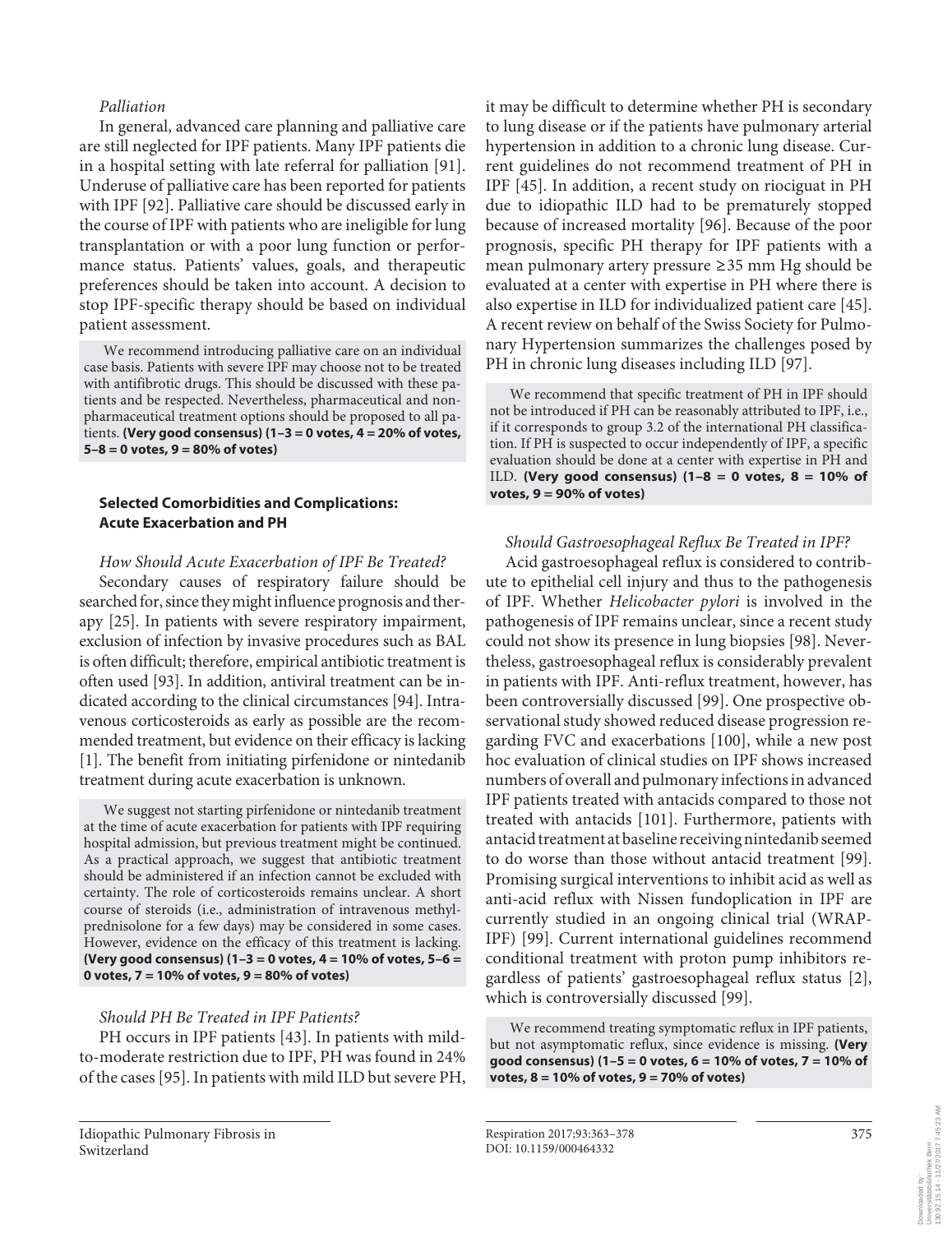*Palliation*

In general, advanced care planning and palliative care are still neglected for IPF patients. Many IPF patients die in a hospital setting with late referral for palliation [91]. Underuse of palliative care has been reported for patients with IPF [92]. Palliative care should be discussed early in the course of IPF with patients who are ineligible for lung transplantation or with a poor lung function or performance status. Patients' values, goals, and therapeutic preferences should be taken into account. A decision to stop IPF-specific therapy should be based on individual patient assessment.

> We recommend introducing palliative care on an individual case basis. Patients with severe IPF may choose not to be treated with antifibrotic drugs. This should be discussed with these patients and be respected. Nevertheless, pharmaceutical and non-pharmaceutical treatment options should be proposed to all patients. **(Very good consensus) (1–3 = 0 votes, 4 = 20% of votes, 5–8 = 0 votes, 9 = 80% of votes)**

### Selected Comorbidities and Complications: Acute Exacerbation and PH

*How Should Acute Exacerbation of IPF Be Treated?*

Secondary causes of respiratory failure should be searched for, since they might influence prognosis and therapy [25]. In patients with severe respiratory impairment, exclusion of infection by invasive procedures such as BAL is often difficult; therefore, empirical antibiotic treatment is often used [93]. In addition, antiviral treatment can be indicated according to the clinical circumstances [94]. Intravenous corticosteroids as early as possible are the recommended treatment, but evidence on their efficacy is lacking [1]. The benefit from initiating pirfenidone or nintedanib treatment during acute exacerbation is unknown.

> We suggest not starting pirfenidone or nintedanib treatment at the time of acute exacerbation for patients with IPF requiring hospital admission, but previous treatment might be continued. As a practical approach, we suggest that antibiotic treatment should be administered if an infection cannot be excluded with certainty. The role of corticosteroids remains unclear. A short course of steroids (i.e., administration of intravenous methylprednisolone for a few days) may be considered in some cases. However, evidence on the efficacy of this treatment is lacking. **(Very good consensus) (1–3 = 0 votes, 4 = 10% of votes, 5–6 = 0 votes, 7 = 10% of votes, 9 = 80% of votes)**

*Should PH Be Treated in IPF Patients?*

PH occurs in IPF patients [43]. In patients with mild-to-moderate restriction due to IPF, PH was found in 24% of the cases [95]. In patients with mild ILD but severe PH, it may be difficult to determine whether PH is secondary to lung disease or if the patients have pulmonary arterial hypertension in addition to a chronic lung disease. Current guidelines do not recommend treatment of PH in IPF [45]. In addition, a recent study on riociguat in PH due to idiopathic ILD had to be prematurely stopped because of increased mortality [96]. Because of the poor prognosis, specific PH therapy for IPF patients with a mean pulmonary artery pressure ≥35 mm Hg should be evaluated at a center with expertise in PH where there is also expertise in ILD for individualized patient care [45]. A recent review on behalf of the Swiss Society for Pulmonary Hypertension summarizes the challenges posed by PH in chronic lung diseases including ILD [97].

> We recommend that specific treatment of PH in IPF should not be introduced if PH can be reasonably attributed to IPF, i.e., if it corresponds to group 3.2 of the international PH classification. If PH is suspected to occur independently of IPF, a specific evaluation should be done at a center with expertise in PH and ILD. **(Very good consensus) (1–8 = 0 votes, 8 = 10% of votes, 9 = 90% of votes)**

*Should Gastroesophageal Reflux Be Treated in IPF?*

Acid gastroesophageal reflux is considered to contribute to epithelial cell injury and thus to the pathogenesis of IPF. Whether *Helicobacter pylori* is involved in the pathogenesis of IPF remains unclear, since a recent study could not show its presence in lung biopsies [98]. Nevertheless, gastroesophageal reflux is considerably prevalent in patients with IPF. Anti-reflux treatment, however, has been controversially discussed [99]. One prospective observational study showed reduced disease progression regarding FVC and exacerbations [100], while a new post hoc evaluation of clinical studies on IPF shows increased numbers of overall and pulmonary infections in advanced IPF patients treated with antacids compared to those not treated with antacids [101]. Furthermore, patients with antacid treatment at baseline receiving nintedanib seemed to do worse than those without antacid treatment [99]. Promising surgical interventions to inhibit acid as well as anti-acid reflux with Nissen fundoplication in IPF are currently studied in an ongoing clinical trial (WRAP-IPF) [99]. Current international guidelines recommend conditional treatment with proton pump inhibitors regardless of patients' gastroesophageal reflux status [2], which is controversially discussed [99].

> We recommend treating symptomatic reflux in IPF patients, but not asymptomatic reflux, since evidence is missing. **(Very good consensus) (1–5 = 0 votes, 6 = 10% of votes, 7 = 10% of votes, 8 = 10% of votes, 9 = 70% of votes)**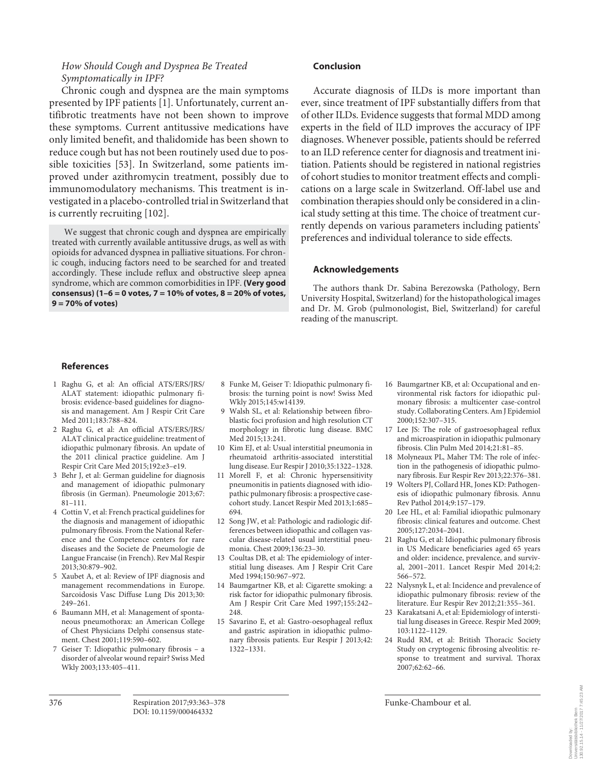*How Should Cough and Dyspnea Be Treated Symptomatically in IPF?*

Chronic cough and dyspnea are the main symptoms presented by IPF patients [1]. Unfortunately, current antifibrotic treatments have not been shown to improve these symptoms. Current antitussive medications have only limited benefit, and thalidomide has been shown to reduce cough but has not been routinely used due to possible toxicities [53]. In Switzerland, some patients improved under azithromycin treatment, possibly due to immunomodulatory mechanisms. This treatment is investigated in a placebo-controlled trial in Switzerland that is currently recruiting [102].

We suggest that chronic cough and dyspnea are empirically treated with currently available antitussive drugs, as well as with opioids for advanced dyspnea in palliative situations. For chronic cough, inducing factors need to be searched for and treated accordingly. These include reflux and obstructive sleep apnea syndrome, which are common comorbidities in IPF. **(Very good consensus) (1–6 = 0 votes, 7 = 10% of votes, 8 = 20% of votes, 9 = 70% of votes)**

## Conclusion

Accurate diagnosis of ILDs is more important than ever, since treatment of IPF substantially differs from that of other ILDs. Evidence suggests that formal MDD among experts in the field of ILD improves the accuracy of IPF diagnoses. Whenever possible, patients should be referred to an ILD reference center for diagnosis and treatment initiation. Patients should be registered in national registries of cohort studies to monitor treatment effects and complications on a large scale in Switzerland. Off-label use and combination therapies should only be considered in a clinical study setting at this time. The choice of treatment currently depends on various parameters including patients' preferences and individual tolerance to side effects.

## Acknowledgements

The authors thank Dr. Sabina Berezowska (Pathology, Bern University Hospital, Switzerland) for the histopathological images and Dr. M. Grob (pulmonologist, Biel, Switzerland) for careful reading of the manuscript.

## References

1. Raghu G, et al: An official ATS/ERS/JRS/ALAT statement: idiopathic pulmonary fibrosis: evidence-based guidelines for diagnosis and management. Am J Respir Crit Care Med 2011;183:788–824.
2. Raghu G, et al: An official ATS/ERS/JRS/ALAT clinical practice guideline: treatment of idiopathic pulmonary fibrosis. An update of the 2011 clinical practice guideline. Am J Respir Crit Care Med 2015;192:e3–e19.
3. Behr J, et al: German guideline for diagnosis and management of idiopathic pulmonary fibrosis (in German). Pneumologie 2013;67:81–111.
4. Cottin V, et al: French practical guidelines for the diagnosis and management of idiopathic pulmonary fibrosis. From the National Reference and the Competence centers for rare diseases and the Societe de Pneumologie de Langue Francaise (in French). Rev Mal Respir 2013;30:879–902.
5. Xaubet A, et al: Review of IPF diagnosis and management recommendations in Europe. Sarcoidosis Vasc Diffuse Lung Dis 2013;30:249–261.
6. Baumann MH, et al: Management of spontaneous pneumothorax: an American College of Chest Physicians Delphi consensus statement. Chest 2001;119:590–602.
7. Geiser T: Idiopathic pulmonary fibrosis – a disorder of alveolar wound repair? Swiss Med Wkly 2003;133:405–411.
8. Funke M, Geiser T: Idiopathic pulmonary fibrosis: the turning point is now! Swiss Med Wkly 2015;145:w14139.
9. Walsh SL, et al: Relationship between fibroblastic foci profusion and high resolution CT morphology in fibrotic lung disease. BMC Med 2015;13:241.
10. Kim EJ, et al: Usual interstitial pneumonia in rheumatoid arthritis-associated interstitial lung disease. Eur Respir J 2010;35:1322–1328.
11. Morell F, et al: Chronic hypersensitivity pneumonitis in patients diagnosed with idiopathic pulmonary fibrosis: a prospective case-cohort study. Lancet Respir Med 2013;1:685–694.
12. Song JW, et al: Pathologic and radiologic differences between idiopathic and collagen vascular disease-related usual interstitial pneumonia. Chest 2009;136:23–30.
13. Coultas DB, et al: The epidemiology of interstitial lung diseases. Am J Respir Crit Care Med 1994;150:967–972.
14. Baumgartner KB, et al: Cigarette smoking: a risk factor for idiopathic pulmonary fibrosis. Am J Respir Crit Care Med 1997;155:242–248.
15. Savarino E, et al: Gastro-oesophageal reflux and gastric aspiration in idiopathic pulmonary fibrosis patients. Eur Respir J 2013;42:1322–1331.
16. Baumgartner KB, et al: Occupational and environmental risk factors for idiopathic pulmonary fibrosis: a multicenter case-control study. Collaborating Centers. Am J Epidemiol 2000;152:307–315.
17. Lee JS: The role of gastroesophageal reflux and microaspiration in idiopathic pulmonary fibrosis. Clin Pulm Med 2014;21:81–85.
18. Molyneaux PL, Maher TM: The role of infection in the pathogenesis of idiopathic pulmonary fibrosis. Eur Respir Rev 2013;22:376–381.
19. Wolters PJ, Collard HR, Jones KD: Pathogenesis of idiopathic pulmonary fibrosis. Annu Rev Pathol 2014;9:157–179.
20. Lee HL, et al: Familial idiopathic pulmonary fibrosis: clinical features and outcome. Chest 2005;127:2034–2041.
21. Raghu G, et al: Idiopathic pulmonary fibrosis in US Medicare beneficiaries aged 65 years and older: incidence, prevalence, and survival, 2001–2011. Lancet Respir Med 2014;2:566–572.
22. Nalysnyk L, et al: Incidence and prevalence of idiopathic pulmonary fibrosis: review of the literature. Eur Respir Rev 2012;21:355–361.
23. Karakatsani A, et al: Epidemiology of interstitial lung diseases in Greece. Respir Med 2009;103:1122–1129.
24. Rudd RM, et al: British Thoracic Society Study on cryptogenic fibrosing alveolitis: response to treatment and survival. Thorax 2007;62:62–66.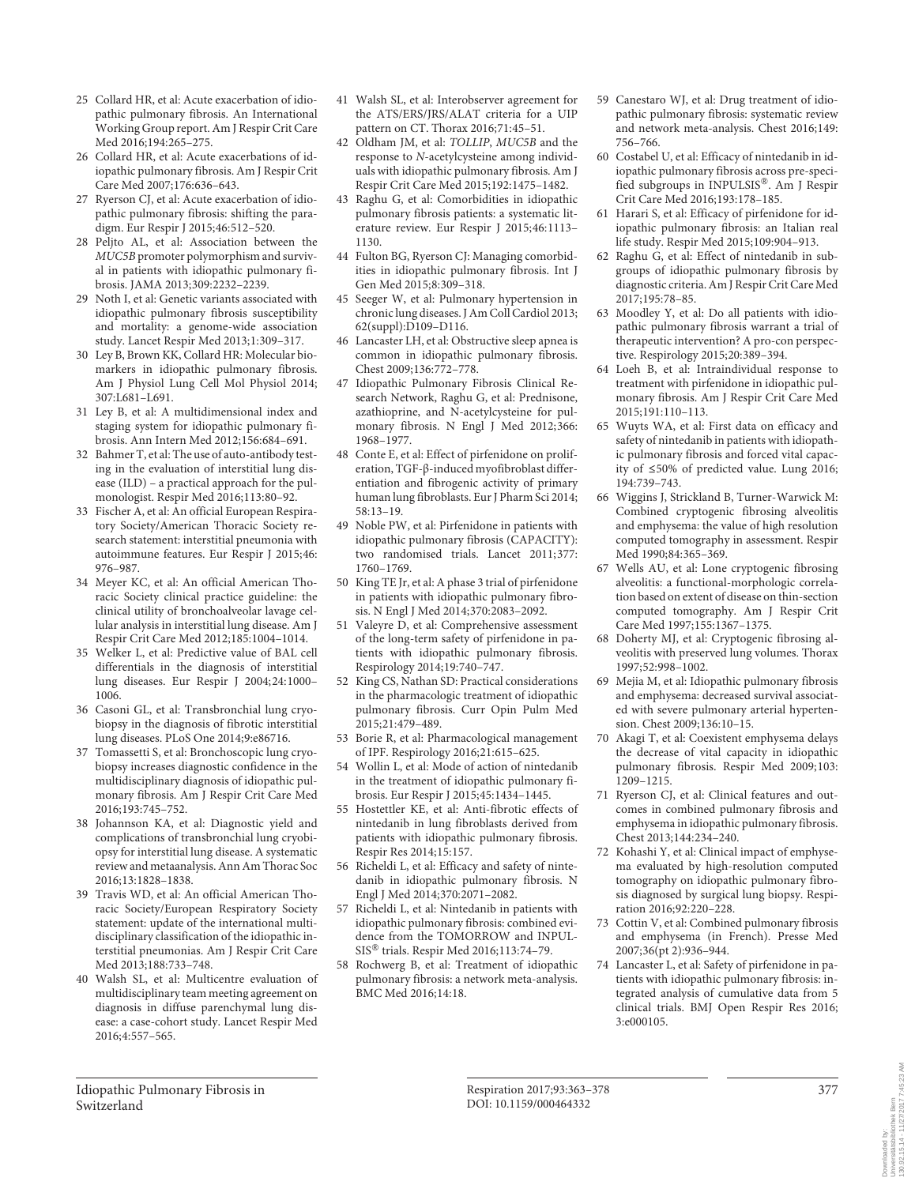25 Collard HR, et al: Acute exacerbation of idiopathic pulmonary fibrosis. An International Working Group report. Am J Respir Crit Care Med 2016;194:265–275.

26 Collard HR, et al: Acute exacerbations of idiopathic pulmonary fibrosis. Am J Respir Crit Care Med 2007;176:636–643.

27 Ryerson CJ, et al: Acute exacerbation of idiopathic pulmonary fibrosis: shifting the paradigm. Eur Respir J 2015;46:512–520.

28 Peljto AL, et al: Association between the *MUC5B* promoter polymorphism and survival in patients with idiopathic pulmonary fibrosis. JAMA 2013;309:2232–2239.

29 Noth I, et al: Genetic variants associated with idiopathic pulmonary fibrosis susceptibility and mortality: a genome-wide association study. Lancet Respir Med 2013;1:309–317.

30 Ley B, Brown KK, Collard HR: Molecular biomarkers in idiopathic pulmonary fibrosis. Am J Physiol Lung Cell Mol Physiol 2014; 307:L681–L691.

31 Ley B, et al: A multidimensional index and staging system for idiopathic pulmonary fibrosis. Ann Intern Med 2012;156:684–691.

32 Bahmer T, et al: The use of auto-antibody testing in the evaluation of interstitial lung disease (ILD) – a practical approach for the pulmonologist. Respir Med 2016;113:80–92.

33 Fischer A, et al: An official European Respiratory Society/American Thoracic Society research statement: interstitial pneumonia with autoimmune features. Eur Respir J 2015;46: 976–987.

34 Meyer KC, et al: An official American Thoracic Society clinical practice guideline: the clinical utility of bronchoalveolar lavage cellular analysis in interstitial lung disease. Am J Respir Crit Care Med 2012;185:1004–1014.

35 Welker L, et al: Predictive value of BAL cell differentials in the diagnosis of interstitial lung diseases. Eur Respir J 2004;24:1000–1006.

36 Casoni GL, et al: Transbronchial lung cryobiopsy in the diagnosis of fibrotic interstitial lung diseases. PLoS One 2014;9:e86716.

37 Tomassetti S, et al: Bronchoscopic lung cryobiopsy increases diagnostic confidence in the multidisciplinary diagnosis of idiopathic pulmonary fibrosis. Am J Respir Crit Care Med 2016;193:745–752.

38 Johannson KA, et al: Diagnostic yield and complications of transbronchial lung cryobiopsy for interstitial lung disease. A systematic review and metaanalysis. Ann Am Thorac Soc 2016;13:1828–1838.

39 Travis WD, et al: An official American Thoracic Society/European Respiratory Society statement: update of the international multidisciplinary classification of the idiopathic interstitial pneumonias. Am J Respir Crit Care Med 2013;188:733–748.

40 Walsh SL, et al: Multicentre evaluation of multidisciplinary team meeting agreement on diagnosis in diffuse parenchymal lung disease: a case-cohort study. Lancet Respir Med 2016;4:557–565.

41 Walsh SL, et al: Interobserver agreement for the ATS/ERS/JRS/ALAT criteria for a UIP pattern on CT. Thorax 2016;71:45–51.

42 Oldham JM, et al: *TOLLIP*, *MUC5B* and the response to *N*-acetylcysteine among individuals with idiopathic pulmonary fibrosis. Am J Respir Crit Care Med 2015;192:1475–1482.

43 Raghu G, et al: Comorbidities in idiopathic pulmonary fibrosis patients: a systematic literature review. Eur Respir J 2015;46:1113–1130.

44 Fulton BG, Ryerson CJ: Managing comorbidities in idiopathic pulmonary fibrosis. Int J Gen Med 2015;8:309–318.

45 Seeger W, et al: Pulmonary hypertension in chronic lung diseases. J Am Coll Cardiol 2013; 62(suppl):D109–D116.

46 Lancaster LH, et al: Obstructive sleep apnea is common in idiopathic pulmonary fibrosis. Chest 2009;136:772–778.

47 Idiopathic Pulmonary Fibrosis Clinical Research Network, Raghu G, et al: Prednisone, azathioprine, and N-acetylcysteine for pulmonary fibrosis. N Engl J Med 2012;366: 1968–1977.

48 Conte E, et al: Effect of pirfenidone on proliferation, TGF-β-induced myofibroblast differentiation and fibrogenic activity of primary human lung fibroblasts. Eur J Pharm Sci 2014; 58:13–19.

49 Noble PW, et al: Pirfenidone in patients with idiopathic pulmonary fibrosis (CAPACITY): two randomised trials. Lancet 2011;377: 1760–1769.

50 King TE Jr, et al: A phase 3 trial of pirfenidone in patients with idiopathic pulmonary fibrosis. N Engl J Med 2014;370:2083–2092.

51 Valeyre D, et al: Comprehensive assessment of the long-term safety of pirfenidone in patients with idiopathic pulmonary fibrosis. Respirology 2014;19:740–747.

52 King CS, Nathan SD: Practical considerations in the pharmacologic treatment of idiopathic pulmonary fibrosis. Curr Opin Pulm Med 2015;21:479–489.

53 Borie R, et al: Pharmacological management of IPF. Respirology 2016;21:615–625.

54 Wollin L, et al: Mode of action of nintedanib in the treatment of idiopathic pulmonary fibrosis. Eur Respir J 2015;45:1434–1445.

55 Hostettler KE, et al: Anti-fibrotic effects of nintedanib in lung fibroblasts derived from patients with idiopathic pulmonary fibrosis. Respir Res 2014;15:157.

56 Richeldi L, et al: Efficacy and safety of nintedanib in idiopathic pulmonary fibrosis. N Engl J Med 2014;370:2071–2082.

57 Richeldi L, et al: Nintedanib in patients with idiopathic pulmonary fibrosis: combined evidence from the TOMORROW and INPULSIS® trials. Respir Med 2016;113:74–79.

58 Rochwerg B, et al: Treatment of idiopathic pulmonary fibrosis: a network meta-analysis. BMC Med 2016;14:18.

59 Canestaro WJ, et al: Drug treatment of idiopathic pulmonary fibrosis: systematic review and network meta-analysis. Chest 2016;149: 756–766.

60 Costabel U, et al: Efficacy of nintedanib in idiopathic pulmonary fibrosis across pre-specified subgroups in INPULSIS®. Am J Respir Crit Care Med 2016;193:178–185.

61 Harari S, et al: Efficacy of pirfenidone for idiopathic pulmonary fibrosis: an Italian real life study. Respir Med 2015;109:904–913.

62 Raghu G, et al: Effect of nintedanib in subgroups of idiopathic pulmonary fibrosis by diagnostic criteria. Am J Respir Crit Care Med 2017;195:78–85.

63 Moodley Y, et al: Do all patients with idiopathic pulmonary fibrosis warrant a trial of therapeutic intervention? A pro-con perspective. Respirology 2015;20:389–394.

64 Loeh B, et al: Intraindividual response to treatment with pirfenidone in idiopathic pulmonary fibrosis. Am J Respir Crit Care Med 2015;191:110–113.

65 Wuyts WA, et al: First data on efficacy and safety of nintedanib in patients with idiopathic pulmonary fibrosis and forced vital capacity of ≤50% of predicted value. Lung 2016; 194:739–743.

66 Wiggins J, Strickland B, Turner-Warwick M: Combined cryptogenic fibrosing alveolitis and emphysema: the value of high resolution computed tomography in assessment. Respir Med 1990;84:365–369.

67 Wells AU, et al: Lone cryptogenic fibrosing alveolitis: a functional-morphologic correlation based on extent of disease on thin-section computed tomography. Am J Respir Crit Care Med 1997;155:1367–1375.

68 Doherty MJ, et al: Cryptogenic fibrosing alveolitis with preserved lung volumes. Thorax 1997;52:998–1002.

69 Mejia M, et al: Idiopathic pulmonary fibrosis and emphysema: decreased survival associated with severe pulmonary arterial hypertension. Chest 2009;136:10–15.

70 Akagi T, et al: Coexistent emphysema delays the decrease of vital capacity in idiopathic pulmonary fibrosis. Respir Med 2009;103: 1209–1215.

71 Ryerson CJ, et al: Clinical features and outcomes in combined pulmonary fibrosis and emphysema in idiopathic pulmonary fibrosis. Chest 2013;144:234–240.

72 Kohashi Y, et al: Clinical impact of emphysema evaluated by high-resolution computed tomography on idiopathic pulmonary fibrosis diagnosed by surgical lung biopsy. Respiration 2016;92:220–228.

73 Cottin V, et al: Combined pulmonary fibrosis and emphysema (in French). Presse Med 2007;36(pt 2):936–944.

74 Lancaster L, et al: Safety of pirfenidone in patients with idiopathic pulmonary fibrosis: integrated analysis of cumulative data from 5 clinical trials. BMJ Open Respir Res 2016; 3:e000105.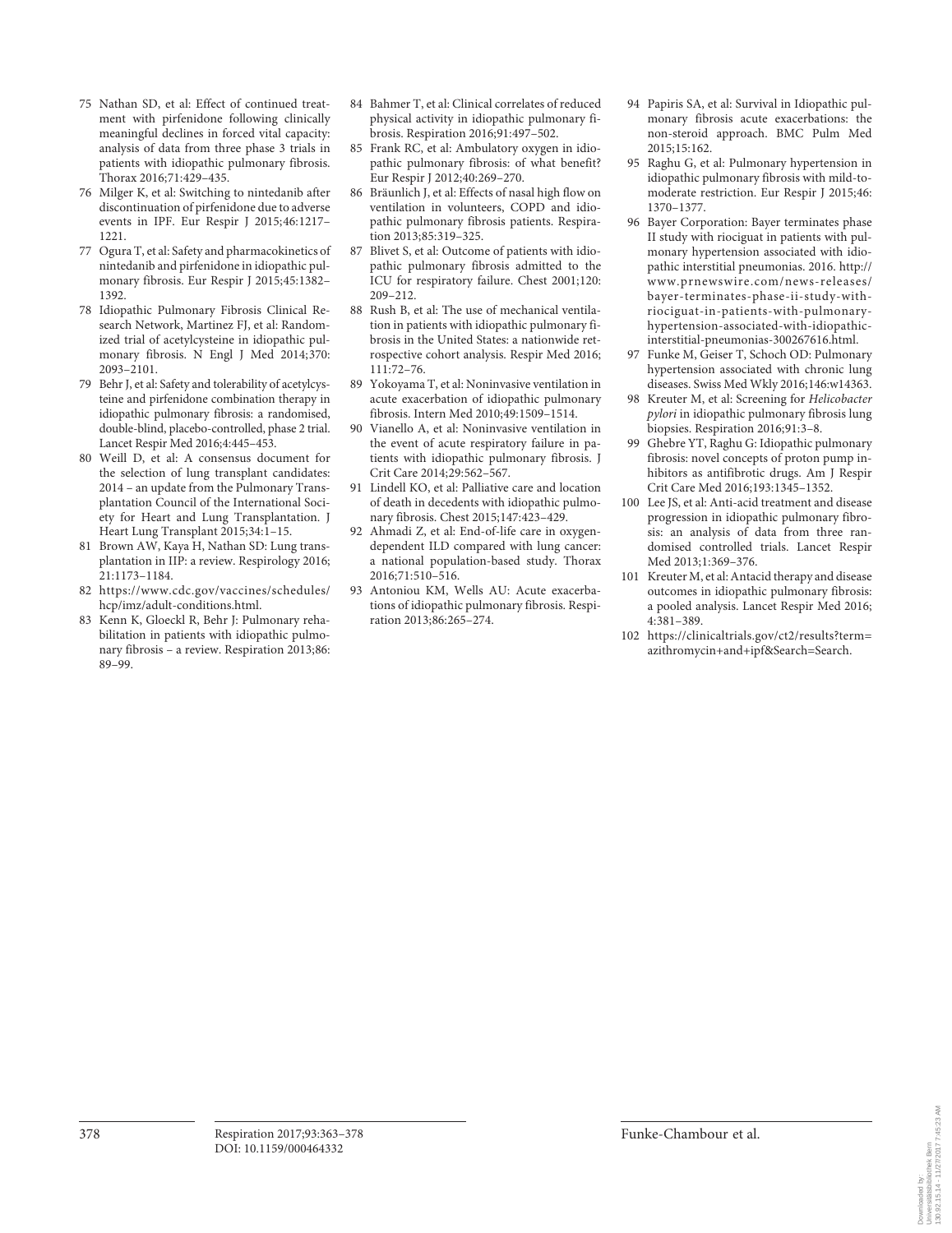75 Nathan SD, et al: Effect of continued treatment with pirfenidone following clinically meaningful declines in forced vital capacity: analysis of data from three phase 3 trials in patients with idiopathic pulmonary fibrosis. Thorax 2016;71:429–435.

76 Milger K, et al: Switching to nintedanib after discontinuation of pirfenidone due to adverse events in IPF. Eur Respir J 2015;46:1217–1221.

77 Ogura T, et al: Safety and pharmacokinetics of nintedanib and pirfenidone in idiopathic pulmonary fibrosis. Eur Respir J 2015;45:1382–1392.

78 Idiopathic Pulmonary Fibrosis Clinical Research Network, Martinez FJ, et al: Randomized trial of acetylcysteine in idiopathic pulmonary fibrosis. N Engl J Med 2014;370: 2093–2101.

79 Behr J, et al: Safety and tolerability of acetylcysteine and pirfenidone combination therapy in idiopathic pulmonary fibrosis: a randomised, double-blind, placebo-controlled, phase 2 trial. Lancet Respir Med 2016;4:445–453.

80 Weill D, et al: A consensus document for the selection of lung transplant candidates: 2014 – an update from the Pulmonary Transplantation Council of the International Society for Heart and Lung Transplantation. J Heart Lung Transplant 2015;34:1–15.

81 Brown AW, Kaya H, Nathan SD: Lung transplantation in IIP: a review. Respirology 2016; 21:1173–1184.

82 https://www.cdc.gov/vaccines/schedules/hcp/imz/adult-conditions.html.

83 Kenn K, Gloeckl R, Behr J: Pulmonary rehabilitation in patients with idiopathic pulmonary fibrosis – a review. Respiration 2013;86: 89–99.

84 Bahmer T, et al: Clinical correlates of reduced physical activity in idiopathic pulmonary fibrosis. Respiration 2016;91:497–502.

85 Frank RC, et al: Ambulatory oxygen in idiopathic pulmonary fibrosis: of what benefit? Eur Respir J 2012;40:269–270.

86 Bräunlich J, et al: Effects of nasal high flow on ventilation in volunteers, COPD and idiopathic pulmonary fibrosis patients. Respiration 2013;85:319–325.

87 Blivet S, et al: Outcome of patients with idiopathic pulmonary fibrosis admitted to the ICU for respiratory failure. Chest 2001;120: 209–212.

88 Rush B, et al: The use of mechanical ventilation in patients with idiopathic pulmonary fibrosis in the United States: a nationwide retrospective cohort analysis. Respir Med 2016; 111:72–76.

89 Yokoyama T, et al: Noninvasive ventilation in acute exacerbation of idiopathic pulmonary fibrosis. Intern Med 2010;49:1509–1514.

90 Vianello A, et al: Noninvasive ventilation in the event of acute respiratory failure in patients with idiopathic pulmonary fibrosis. J Crit Care 2014;29:562–567.

91 Lindell KO, et al: Palliative care and location of death in decedents with idiopathic pulmonary fibrosis. Chest 2015;147:423–429.

92 Ahmadi Z, et al: End-of-life care in oxygen-dependent ILD compared with lung cancer: a national population-based study. Thorax 2016;71:510–516.

93 Antoniou KM, Wells AU: Acute exacerbations of idiopathic pulmonary fibrosis. Respiration 2013;86:265–274.

94 Papiris SA, et al: Survival in Idiopathic pulmonary fibrosis acute exacerbations: the non-steroid approach. BMC Pulm Med 2015;15:162.

95 Raghu G, et al: Pulmonary hypertension in idiopathic pulmonary fibrosis with mild-to-moderate restriction. Eur Respir J 2015;46: 1370–1377.

96 Bayer Corporation: Bayer terminates phase II study with riociguat in patients with pulmonary hypertension associated with idiopathic interstitial pneumonias. 2016. http://www.prnewswire.com/news-releases/bayer-terminates-phase-ii-study-with-riociguat-in-patients-with-pulmonary-hypertension-associated-with-idiopathic-interstitial-pneumonias-300267616.html.

97 Funke M, Geiser T, Schoch OD: Pulmonary hypertension associated with chronic lung diseases. Swiss Med Wkly 2016;146:w14363.

98 Kreuter M, et al: Screening for *Helicobacter pylori* in idiopathic pulmonary fibrosis lung biopsies. Respiration 2016;91:3–8.

99 Ghebre YT, Raghu G: Idiopathic pulmonary fibrosis: novel concepts of proton pump inhibitors as antifibrotic drugs. Am J Respir Crit Care Med 2016;193:1345–1352.

100 Lee JS, et al: Anti-acid treatment and disease progression in idiopathic pulmonary fibrosis: an analysis of data from three randomised controlled trials. Lancet Respir Med 2013;1:369–376.

101 Kreuter M, et al: Antacid therapy and disease outcomes in idiopathic pulmonary fibrosis: a pooled analysis. Lancet Respir Med 2016; 4:381–389.

102 https://clinicaltrials.gov/ct2/results?term=azithromycin+and+ipf&Search=Search.